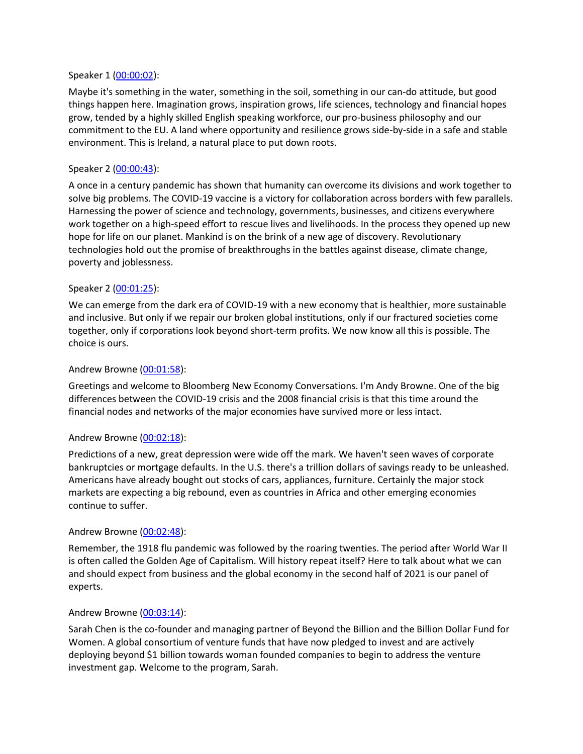Speaker 1 ([00:00:02](#)):

Maybe it's something in the water, something in the soil, something in our can-do attitude, but good things happen here. Imagination grows, inspiration grows, life sciences, technology and financial hopes grow, tended by a highly skilled English speaking workforce, our pro-business philosophy and our commitment to the EU. A land where opportunity and resilience grows side-by-side in a safe and stable environment. This is Ireland, a natural place to put down roots.

Speaker 2 ([00:00:43](#)):

A once in a century pandemic has shown that humanity can overcome its divisions and work together to solve big problems. The COVID-19 vaccine is a victory for collaboration across borders with few parallels. Harnessing the power of science and technology, governments, businesses, and citizens everywhere work together on a high-speed effort to rescue lives and livelihoods. In the process they opened up new hope for life on our planet. Mankind is on the brink of a new age of discovery. Revolutionary technologies hold out the promise of breakthroughs in the battles against disease, climate change, poverty and joblessness.

Speaker 2 ([00:01:25](#)):

We can emerge from the dark era of COVID-19 with a new economy that is healthier, more sustainable and inclusive. But only if we repair our broken global institutions, only if our fractured societies come together, only if corporations look beyond short-term profits. We now know all this is possible. The choice is ours.

Andrew Browne ([00:01:58](#)):

Greetings and welcome to Bloomberg New Economy Conversations. I'm Andy Browne. One of the big differences between the COVID-19 crisis and the 2008 financial crisis is that this time around the financial nodes and networks of the major economies have survived more or less intact.

Andrew Browne ([00:02:18](#)):

Predictions of a new, great depression were wide off the mark. We haven't seen waves of corporate bankruptcies or mortgage defaults. In the U.S. there's a trillion dollars of savings ready to be unleashed. Americans have already bought out stocks of cars, appliances, furniture. Certainly the major stock markets are expecting a big rebound, even as countries in Africa and other emerging economies continue to suffer.

Andrew Browne ([00:02:48](#)):

Remember, the 1918 flu pandemic was followed by the roaring twenties. The period after World War II is often called the Golden Age of Capitalism. Will history repeat itself? Here to talk about what we can and should expect from business and the global economy in the second half of 2021 is our panel of experts.

Andrew Browne ([00:03:14](#)):

Sarah Chen is the co-founder and managing partner of Beyond the Billion and the Billion Dollar Fund for Women. A global consortium of venture funds that have now pledged to invest and are actively deploying beyond $1 billion towards woman founded companies to begin to address the venture investment gap. Welcome to the program, Sarah.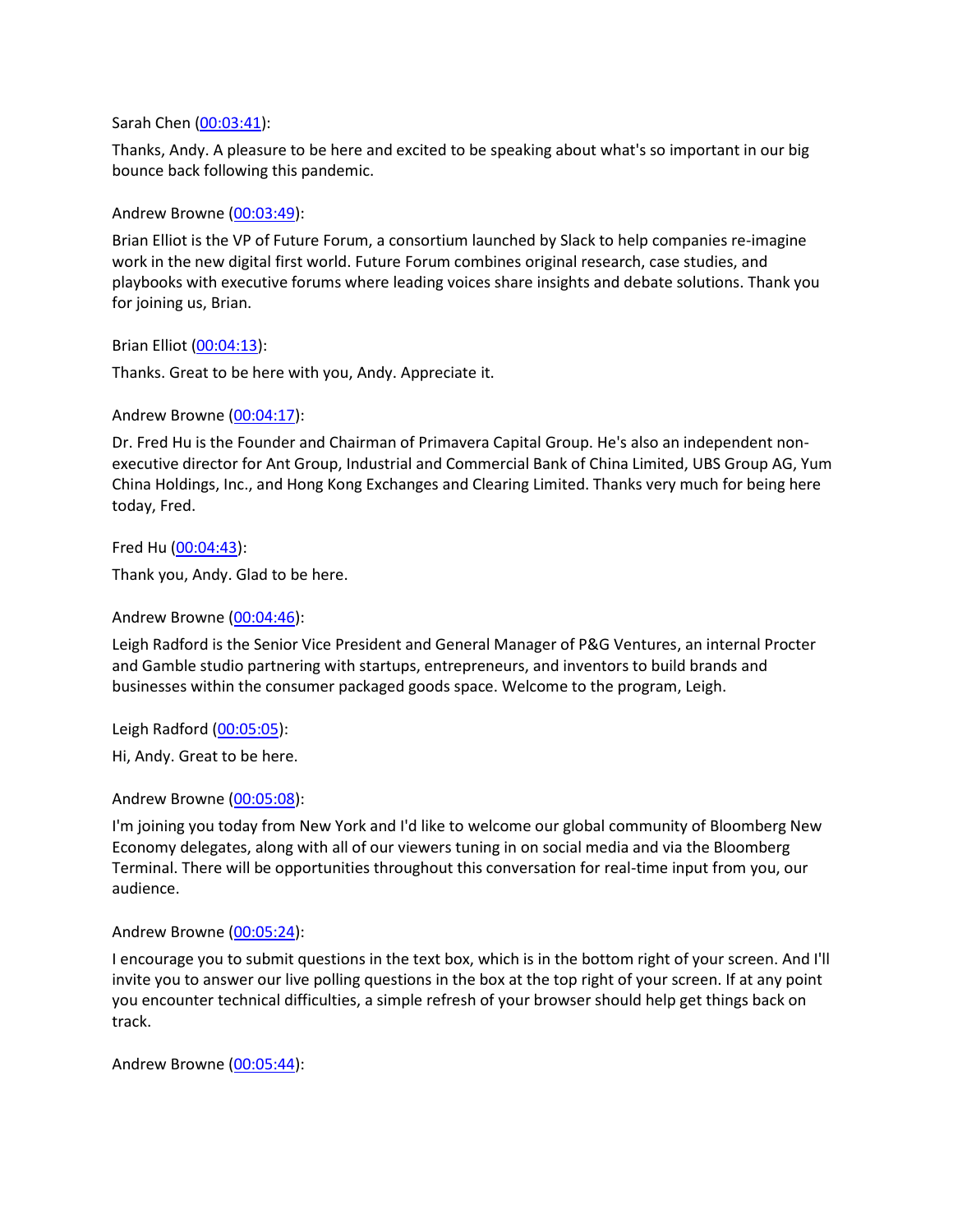Sarah Chen ([00:03:41]):

Thanks, Andy. A pleasure to be here and excited to be speaking about what's so important in our big bounce back following this pandemic.

Andrew Browne ([00:03:49]):

Brian Elliot is the VP of Future Forum, a consortium launched by Slack to help companies re-imagine work in the new digital first world. Future Forum combines original research, case studies, and playbooks with executive forums where leading voices share insights and debate solutions. Thank you for joining us, Brian.

Brian Elliot ([00:04:13]):

Thanks. Great to be here with you, Andy. Appreciate it.

Andrew Browne ([00:04:17]):

Dr. Fred Hu is the Founder and Chairman of Primavera Capital Group. He's also an independent non-executive director for Ant Group, Industrial and Commercial Bank of China Limited, UBS Group AG, Yum China Holdings, Inc., and Hong Kong Exchanges and Clearing Limited. Thanks very much for being here today, Fred.

Fred Hu ([00:04:43]):

Thank you, Andy. Glad to be here.

Andrew Browne ([00:04:46]):

Leigh Radford is the Senior Vice President and General Manager of P&G Ventures, an internal Procter and Gamble studio partnering with startups, entrepreneurs, and inventors to build brands and businesses within the consumer packaged goods space. Welcome to the program, Leigh.

Leigh Radford ([00:05:05]):

Hi, Andy. Great to be here.

Andrew Browne ([00:05:08]):

I'm joining you today from New York and I'd like to welcome our global community of Bloomberg New Economy delegates, along with all of our viewers tuning in on social media and via the Bloomberg Terminal. There will be opportunities throughout this conversation for real-time input from you, our audience.

Andrew Browne ([00:05:24]):

I encourage you to submit questions in the text box, which is in the bottom right of your screen. And I'll invite you to answer our live polling questions in the box at the top right of your screen. If at any point you encounter technical difficulties, a simple refresh of your browser should help get things back on track.

Andrew Browne ([00:05:44]):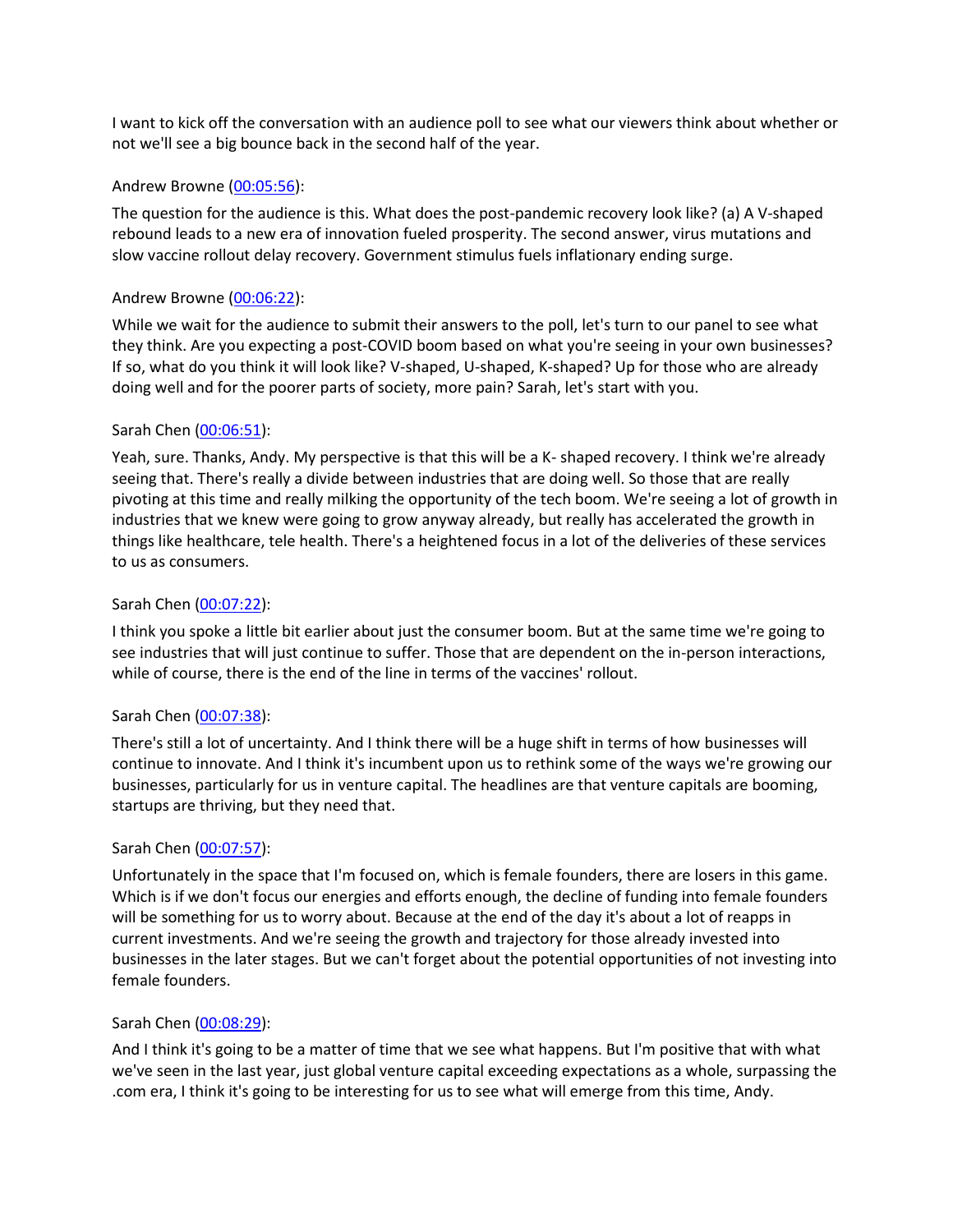I want to kick off the conversation with an audience poll to see what our viewers think about whether or not we'll see a big bounce back in the second half of the year.

Andrew Browne ([00:05:56](#)):

The question for the audience is this. What does the post-pandemic recovery look like? (a) A V-shaped rebound leads to a new era of innovation fueled prosperity. The second answer, virus mutations and slow vaccine rollout delay recovery. Government stimulus fuels inflationary ending surge.

Andrew Browne ([00:06:22](#)):

While we wait for the audience to submit their answers to the poll, let's turn to our panel to see what they think. Are you expecting a post-COVID boom based on what you're seeing in your own businesses? If so, what do you think it will look like? V-shaped, U-shaped, K-shaped? Up for those who are already doing well and for the poorer parts of society, more pain? Sarah, let's start with you.

Sarah Chen ([00:06:51](#)):

Yeah, sure. Thanks, Andy. My perspective is that this will be a K- shaped recovery. I think we're already seeing that. There's really a divide between industries that are doing well. So those that are really pivoting at this time and really milking the opportunity of the tech boom. We're seeing a lot of growth in industries that we knew were going to grow anyway already, but really has accelerated the growth in things like healthcare, tele health. There's a heightened focus in a lot of the deliveries of these services to us as consumers.

Sarah Chen ([00:07:22](#)):

I think you spoke a little bit earlier about just the consumer boom. But at the same time we're going to see industries that will just continue to suffer. Those that are dependent on the in-person interactions, while of course, there is the end of the line in terms of the vaccines' rollout.

Sarah Chen ([00:07:38](#)):

There's still a lot of uncertainty. And I think there will be a huge shift in terms of how businesses will continue to innovate. And I think it's incumbent upon us to rethink some of the ways we're growing our businesses, particularly for us in venture capital. The headlines are that venture capitals are booming, startups are thriving, but they need that.

Sarah Chen ([00:07:57](#)):

Unfortunately in the space that I'm focused on, which is female founders, there are losers in this game. Which is if we don't focus our energies and efforts enough, the decline of funding into female founders will be something for us to worry about. Because at the end of the day it's about a lot of reapps in current investments. And we're seeing the growth and trajectory for those already invested into businesses in the later stages. But we can't forget about the potential opportunities of not investing into female founders.

Sarah Chen ([00:08:29](#)):

And I think it's going to be a matter of time that we see what happens. But I'm positive that with what we've seen in the last year, just global venture capital exceeding expectations as a whole, surpassing the .com era, I think it's going to be interesting for us to see what will emerge from this time, Andy.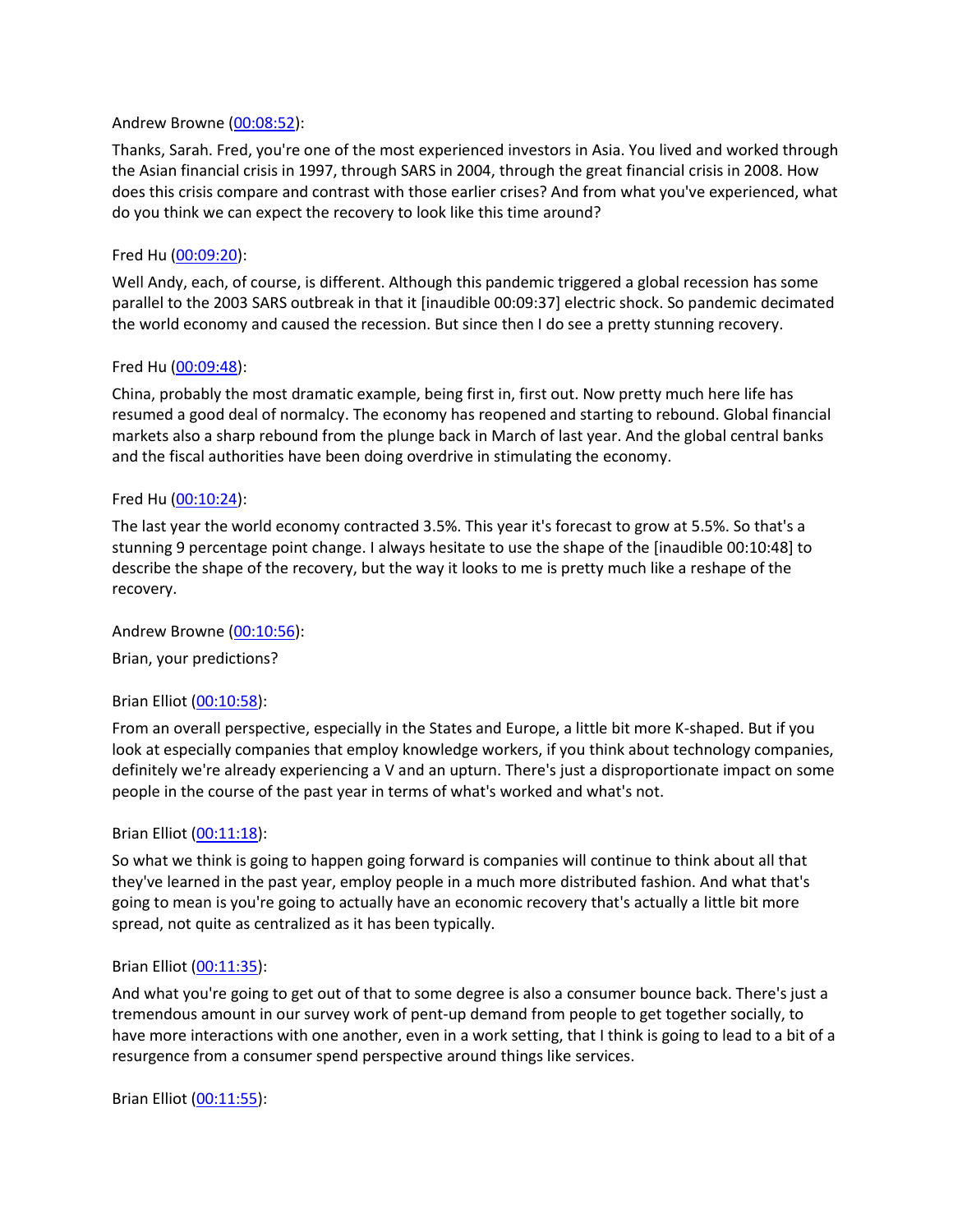Andrew Browne ([00:08:52]()):

Thanks, Sarah. Fred, you're one of the most experienced investors in Asia. You lived and worked through the Asian financial crisis in 1997, through SARS in 2004, through the great financial crisis in 2008. How does this crisis compare and contrast with those earlier crises? And from what you've experienced, what do you think we can expect the recovery to look like this time around?

Fred Hu ([00:09:20]()):

Well Andy, each, of course, is different. Although this pandemic triggered a global recession has some parallel to the 2003 SARS outbreak in that it [inaudible 00:09:37] electric shock. So pandemic decimated the world economy and caused the recession. But since then I do see a pretty stunning recovery.

Fred Hu ([00:09:48]()):

China, probably the most dramatic example, being first in, first out. Now pretty much here life has resumed a good deal of normalcy. The economy has reopened and starting to rebound. Global financial markets also a sharp rebound from the plunge back in March of last year. And the global central banks and the fiscal authorities have been doing overdrive in stimulating the economy.

Fred Hu ([00:10:24]()):

The last year the world economy contracted 3.5%. This year it's forecast to grow at 5.5%. So that's a stunning 9 percentage point change. I always hesitate to use the shape of the [inaudible 00:10:48] to describe the shape of the recovery, but the way it looks to me is pretty much like a reshape of the recovery.

Andrew Browne ([00:10:56]()):

Brian, your predictions?

Brian Elliot ([00:10:58]()):

From an overall perspective, especially in the States and Europe, a little bit more K-shaped. But if you look at especially companies that employ knowledge workers, if you think about technology companies, definitely we're already experiencing a V and an upturn. There's just a disproportionate impact on some people in the course of the past year in terms of what's worked and what's not.

Brian Elliot ([00:11:18]()):

So what we think is going to happen going forward is companies will continue to think about all that they've learned in the past year, employ people in a much more distributed fashion. And what that's going to mean is you're going to actually have an economic recovery that's actually a little bit more spread, not quite as centralized as it has been typically.

Brian Elliot ([00:11:35]()):

And what you're going to get out of that to some degree is also a consumer bounce back. There's just a tremendous amount in our survey work of pent-up demand from people to get together socially, to have more interactions with one another, even in a work setting, that I think is going to lead to a bit of a resurgence from a consumer spend perspective around things like services.

Brian Elliot ([00:11:55]()):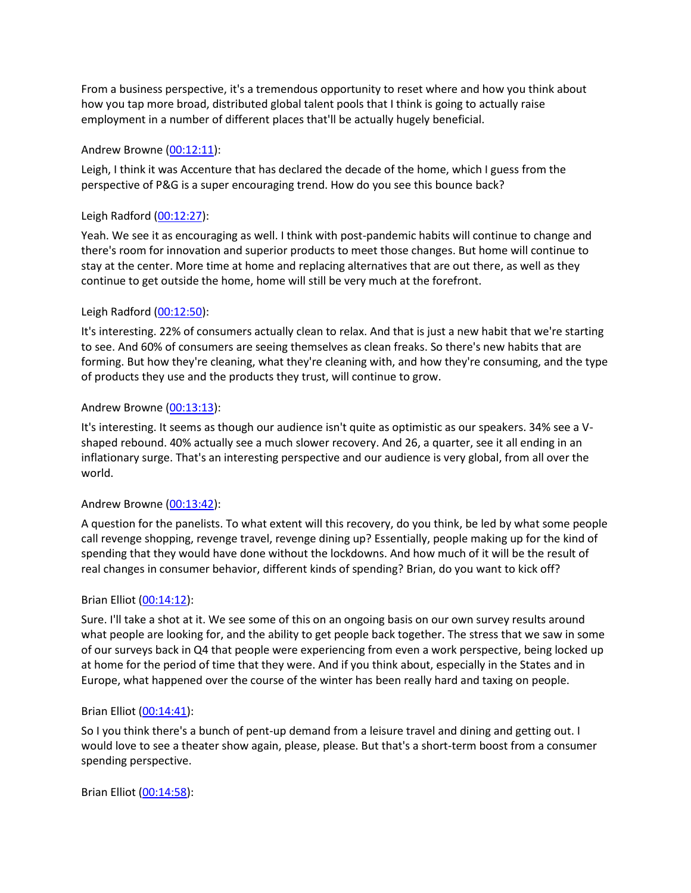From a business perspective, it's a tremendous opportunity to reset where and how you think about how you tap more broad, distributed global talent pools that I think is going to actually raise employment in a number of different places that'll be actually hugely beneficial.

Andrew Browne ([00:12:11]):

Leigh, I think it was Accenture that has declared the decade of the home, which I guess from the perspective of P&G is a super encouraging trend. How do you see this bounce back?

Leigh Radford ([00:12:27]):

Yeah. We see it as encouraging as well. I think with post-pandemic habits will continue to change and there's room for innovation and superior products to meet those changes. But home will continue to stay at the center. More time at home and replacing alternatives that are out there, as well as they continue to get outside the home, home will still be very much at the forefront.

Leigh Radford ([00:12:50]):

It's interesting. 22% of consumers actually clean to relax. And that is just a new habit that we're starting to see. And 60% of consumers are seeing themselves as clean freaks. So there's new habits that are forming. But how they're cleaning, what they're cleaning with, and how they're consuming, and the type of products they use and the products they trust, will continue to grow.

Andrew Browne ([00:13:13]):

It's interesting. It seems as though our audience isn't quite as optimistic as our speakers. 34% see a V-shaped rebound. 40% actually see a much slower recovery. And 26, a quarter, see it all ending in an inflationary surge. That's an interesting perspective and our audience is very global, from all over the world.

Andrew Browne ([00:13:42]):

A question for the panelists. To what extent will this recovery, do you think, be led by what some people call revenge shopping, revenge travel, revenge dining up? Essentially, people making up for the kind of spending that they would have done without the lockdowns. And how much of it will be the result of real changes in consumer behavior, different kinds of spending? Brian, do you want to kick off?

Brian Elliot ([00:14:12]):

Sure. I'll take a shot at it. We see some of this on an ongoing basis on our own survey results around what people are looking for, and the ability to get people back together. The stress that we saw in some of our surveys back in Q4 that people were experiencing from even a work perspective, being locked up at home for the period of time that they were. And if you think about, especially in the States and in Europe, what happened over the course of the winter has been really hard and taxing on people.

Brian Elliot ([00:14:41]):

So I you think there's a bunch of pent-up demand from a leisure travel and dining and getting out. I would love to see a theater show again, please, please. But that's a short-term boost from a consumer spending perspective.

Brian Elliot ([00:14:58]):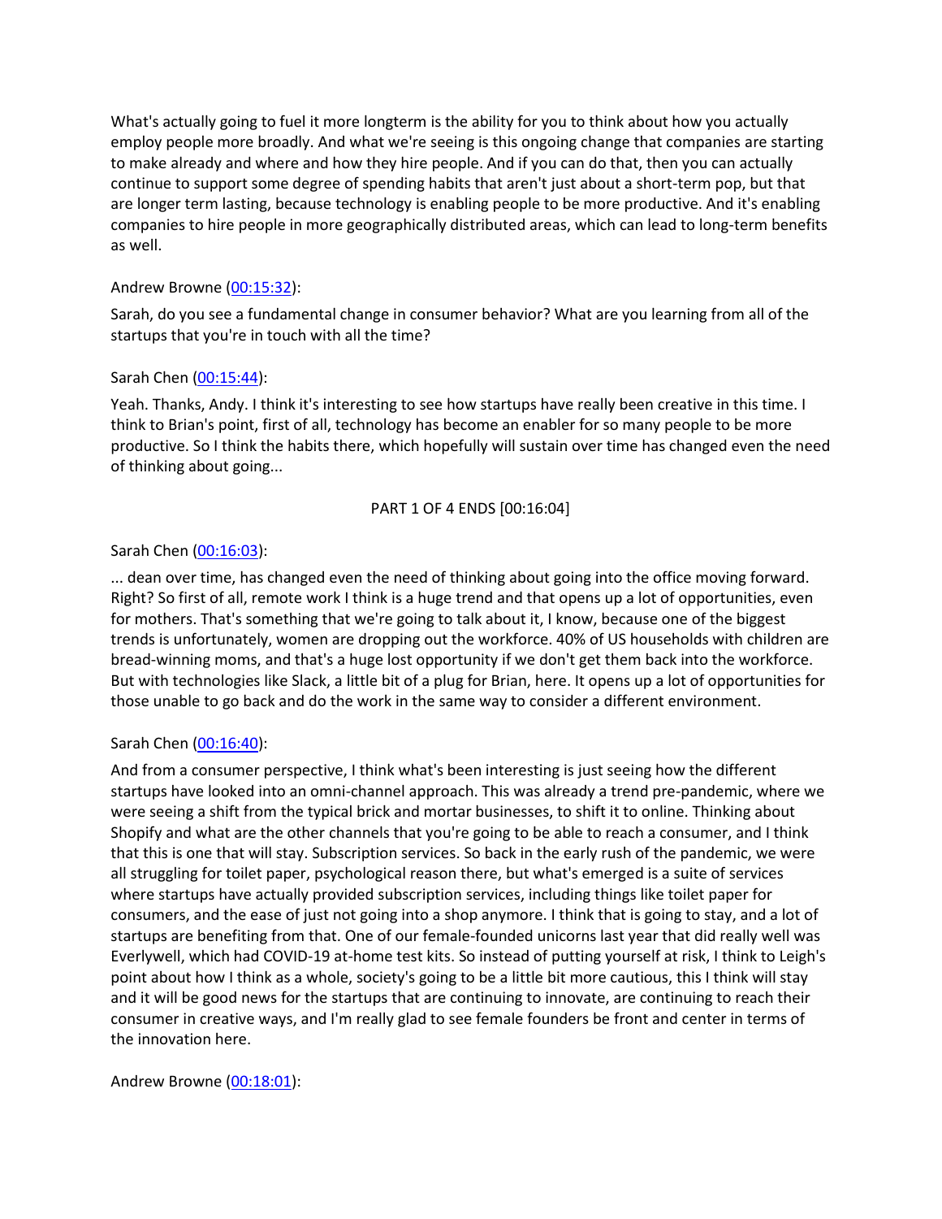What's actually going to fuel it more longterm is the ability for you to think about how you actually employ people more broadly. And what we're seeing is this ongoing change that companies are starting to make already and where and how they hire people. And if you can do that, then you can actually continue to support some degree of spending habits that aren't just about a short-term pop, but that are longer term lasting, because technology is enabling people to be more productive. And it's enabling companies to hire people in more geographically distributed areas, which can lead to long-term benefits as well.

Andrew Browne ([00:15:32](#)):

Sarah, do you see a fundamental change in consumer behavior? What are you learning from all of the startups that you're in touch with all the time?

Sarah Chen ([00:15:44](#)):

Yeah. Thanks, Andy. I think it's interesting to see how startups have really been creative in this time. I think to Brian's point, first of all, technology has become an enabler for so many people to be more productive. So I think the habits there, which hopefully will sustain over time has changed even the need of thinking about going...

PART 1 OF 4 ENDS [00:16:04]

Sarah Chen ([00:16:03](#)):

... dean over time, has changed even the need of thinking about going into the office moving forward. Right? So first of all, remote work I think is a huge trend and that opens up a lot of opportunities, even for mothers. That's something that we're going to talk about it, I know, because one of the biggest trends is unfortunately, women are dropping out the workforce. 40% of US households with children are bread-winning moms, and that's a huge lost opportunity if we don't get them back into the workforce. But with technologies like Slack, a little bit of a plug for Brian, here. It opens up a lot of opportunities for those unable to go back and do the work in the same way to consider a different environment.

Sarah Chen ([00:16:40](#)):

And from a consumer perspective, I think what's been interesting is just seeing how the different startups have looked into an omni-channel approach. This was already a trend pre-pandemic, where we were seeing a shift from the typical brick and mortar businesses, to shift it to online. Thinking about Shopify and what are the other channels that you're going to be able to reach a consumer, and I think that this is one that will stay. Subscription services. So back in the early rush of the pandemic, we were all struggling for toilet paper, psychological reason there, but what's emerged is a suite of services where startups have actually provided subscription services, including things like toilet paper for consumers, and the ease of just not going into a shop anymore. I think that is going to stay, and a lot of startups are benefiting from that. One of our female-founded unicorns last year that did really well was Everlywell, which had COVID-19 at-home test kits. So instead of putting yourself at risk, I think to Leigh's point about how I think as a whole, society's going to be a little bit more cautious, this I think will stay and it will be good news for the startups that are continuing to innovate, are continuing to reach their consumer in creative ways, and I'm really glad to see female founders be front and center in terms of the innovation here.

Andrew Browne ([00:18:01](#)):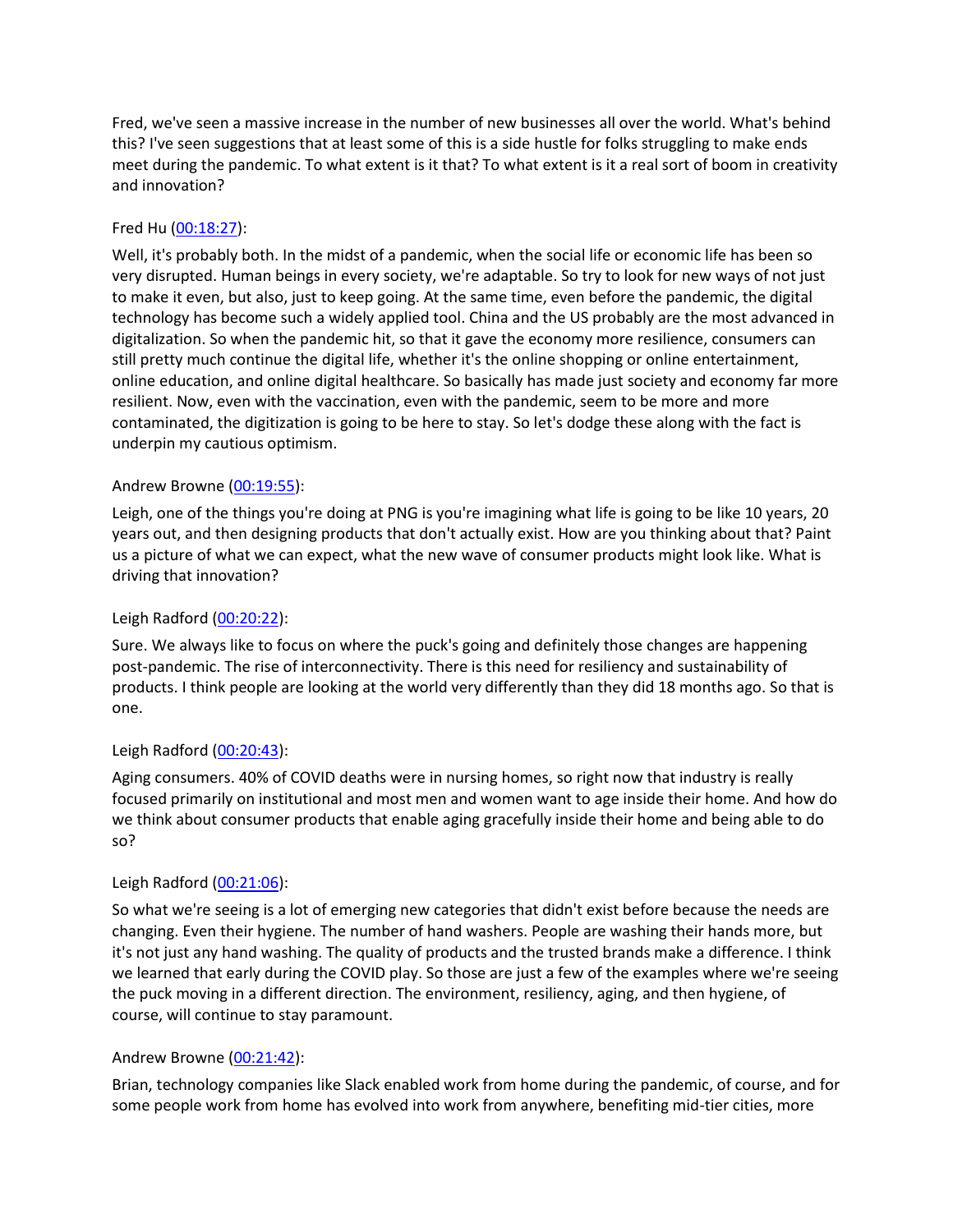Fred, we've seen a massive increase in the number of new businesses all over the world. What's behind this? I've seen suggestions that at least some of this is a side hustle for folks struggling to make ends meet during the pandemic. To what extent is it that? To what extent is it a real sort of boom in creativity and innovation?

Fred Hu ([00:18:27]()):

Well, it's probably both. In the midst of a pandemic, when the social life or economic life has been so very disrupted. Human beings in every society, we're adaptable. So try to look for new ways of not just to make it even, but also, just to keep going. At the same time, even before the pandemic, the digital technology has become such a widely applied tool. China and the US probably are the most advanced in digitalization. So when the pandemic hit, so that it gave the economy more resilience, consumers can still pretty much continue the digital life, whether it's the online shopping or online entertainment, online education, and online digital healthcare. So basically has made just society and economy far more resilient. Now, even with the vaccination, even with the pandemic, seem to be more and more contaminated, the digitization is going to be here to stay. So let's dodge these along with the fact is underpin my cautious optimism.

Andrew Browne ([00:19:55]()):

Leigh, one of the things you're doing at PNG is you're imagining what life is going to be like 10 years, 20 years out, and then designing products that don't actually exist. How are you thinking about that? Paint us a picture of what we can expect, what the new wave of consumer products might look like. What is driving that innovation?

Leigh Radford ([00:20:22]()):

Sure. We always like to focus on where the puck's going and definitely those changes are happening post-pandemic. The rise of interconnectivity. There is this need for resiliency and sustainability of products. I think people are looking at the world very differently than they did 18 months ago. So that is one.

Leigh Radford ([00:20:43]()):

Aging consumers. 40% of COVID deaths were in nursing homes, so right now that industry is really focused primarily on institutional and most men and women want to age inside their home. And how do we think about consumer products that enable aging gracefully inside their home and being able to do so?

Leigh Radford ([00:21:06]()):

So what we're seeing is a lot of emerging new categories that didn't exist before because the needs are changing. Even their hygiene. The number of hand washers. People are washing their hands more, but it's not just any hand washing. The quality of products and the trusted brands make a difference. I think we learned that early during the COVID play. So those are just a few of the examples where we're seeing the puck moving in a different direction. The environment, resiliency, aging, and then hygiene, of course, will continue to stay paramount.

Andrew Browne ([00:21:42]()):

Brian, technology companies like Slack enabled work from home during the pandemic, of course, and for some people work from home has evolved into work from anywhere, benefiting mid-tier cities, more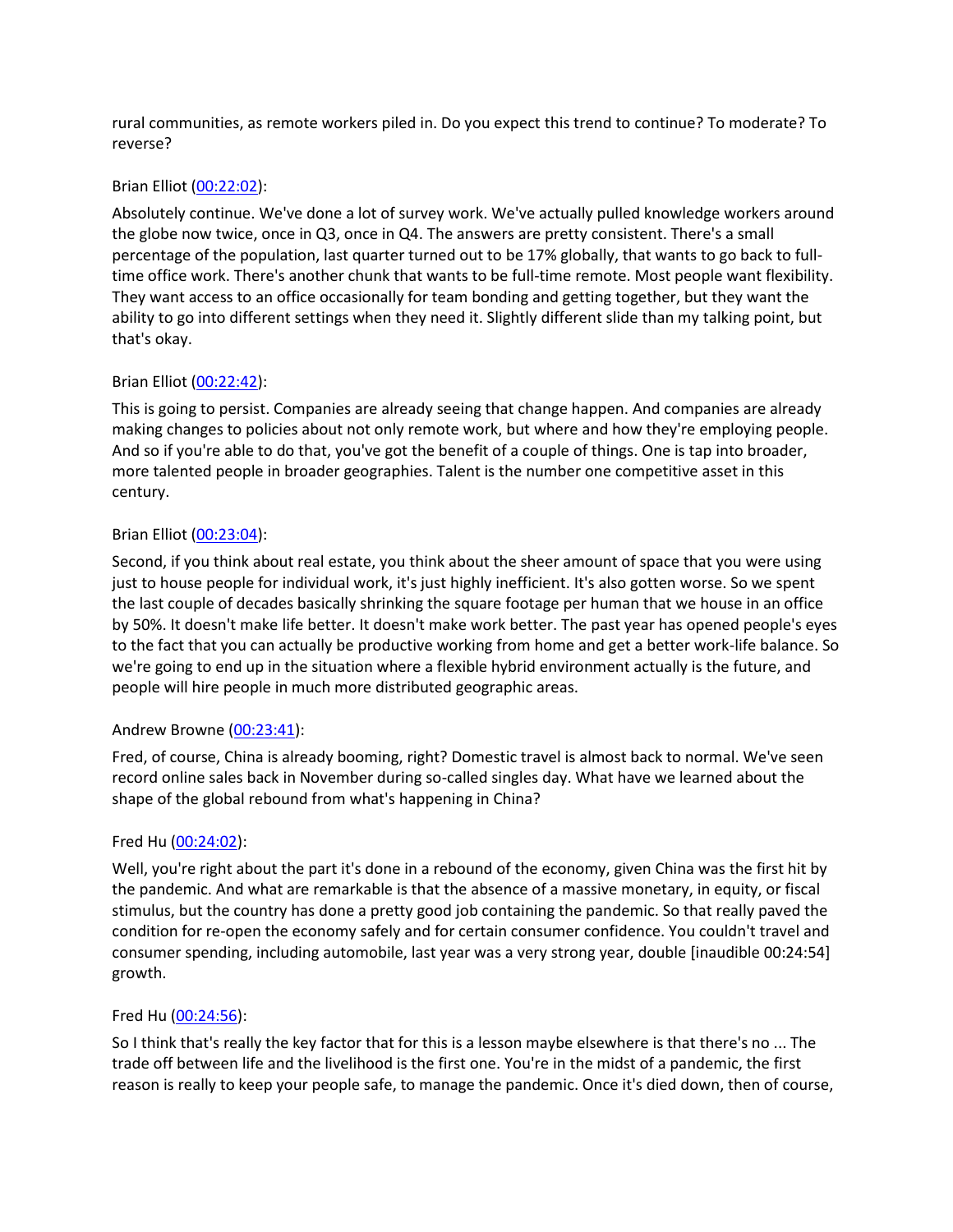rural communities, as remote workers piled in. Do you expect this trend to continue? To moderate? To reverse?

Brian Elliot ([00:22:02]()):

Absolutely continue. We've done a lot of survey work. We've actually pulled knowledge workers around the globe now twice, once in Q3, once in Q4. The answers are pretty consistent. There's a small percentage of the population, last quarter turned out to be 17% globally, that wants to go back to full-time office work. There's another chunk that wants to be full-time remote. Most people want flexibility. They want access to an office occasionally for team bonding and getting together, but they want the ability to go into different settings when they need it. Slightly different slide than my talking point, but that's okay.

Brian Elliot ([00:22:42]()):

This is going to persist. Companies are already seeing that change happen. And companies are already making changes to policies about not only remote work, but where and how they're employing people. And so if you're able to do that, you've got the benefit of a couple of things. One is tap into broader, more talented people in broader geographies. Talent is the number one competitive asset in this century.

Brian Elliot ([00:23:04]()):

Second, if you think about real estate, you think about the sheer amount of space that you were using just to house people for individual work, it's just highly inefficient. It's also gotten worse. So we spent the last couple of decades basically shrinking the square footage per human that we house in an office by 50%. It doesn't make life better. It doesn't make work better. The past year has opened people's eyes to the fact that you can actually be productive working from home and get a better work-life balance. So we're going to end up in the situation where a flexible hybrid environment actually is the future, and people will hire people in much more distributed geographic areas.

Andrew Browne ([00:23:41]()):

Fred, of course, China is already booming, right? Domestic travel is almost back to normal. We've seen record online sales back in November during so-called singles day. What have we learned about the shape of the global rebound from what's happening in China?

Fred Hu ([00:24:02]()):

Well, you're right about the part it's done in a rebound of the economy, given China was the first hit by the pandemic. And what are remarkable is that the absence of a massive monetary, in equity, or fiscal stimulus, but the country has done a pretty good job containing the pandemic. So that really paved the condition for re-open the economy safely and for certain consumer confidence. You couldn't travel and consumer spending, including automobile, last year was a very strong year, double [inaudible 00:24:54] growth.

Fred Hu ([00:24:56]()):

So I think that's really the key factor that for this is a lesson maybe elsewhere is that there's no ... The trade off between life and the livelihood is the first one. You're in the midst of a pandemic, the first reason is really to keep your people safe, to manage the pandemic. Once it's died down, then of course,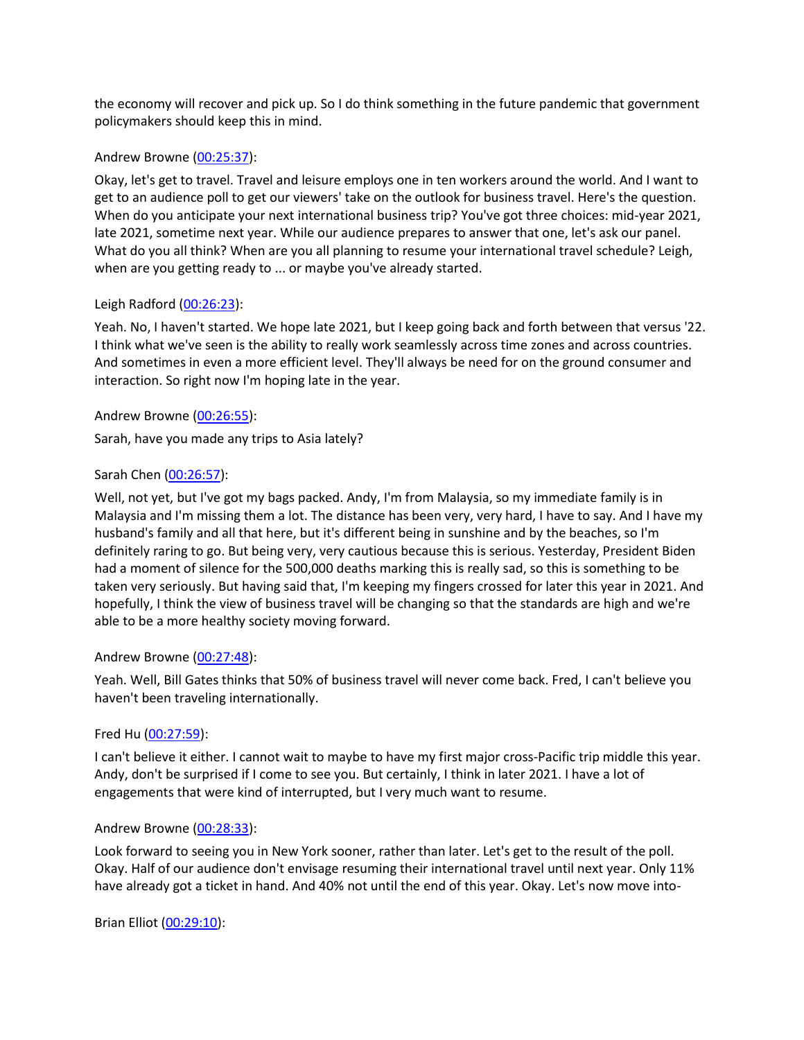the economy will recover and pick up. So I do think something in the future pandemic that government policymakers should keep this in mind.

Andrew Browne ([00:25:37](#)):

Okay, let's get to travel. Travel and leisure employs one in ten workers around the world. And I want to get to an audience poll to get our viewers' take on the outlook for business travel. Here's the question. When do you anticipate your next international business trip? You've got three choices: mid-year 2021, late 2021, sometime next year. While our audience prepares to answer that one, let's ask our panel. What do you all think? When are you all planning to resume your international travel schedule? Leigh, when are you getting ready to ... or maybe you've already started.

Leigh Radford ([00:26:23](#)):

Yeah. No, I haven't started. We hope late 2021, but I keep going back and forth between that versus '22. I think what we've seen is the ability to really work seamlessly across time zones and across countries. And sometimes in even a more efficient level. They'll always be need for on the ground consumer and interaction. So right now I'm hoping late in the year.

Andrew Browne ([00:26:55](#)):

Sarah, have you made any trips to Asia lately?

Sarah Chen ([00:26:57](#)):

Well, not yet, but I've got my bags packed. Andy, I'm from Malaysia, so my immediate family is in Malaysia and I'm missing them a lot. The distance has been very, very hard, I have to say. And I have my husband's family and all that here, but it's different being in sunshine and by the beaches, so I'm definitely raring to go. But being very, very cautious because this is serious. Yesterday, President Biden had a moment of silence for the 500,000 deaths marking this is really sad, so this is something to be taken very seriously. But having said that, I'm keeping my fingers crossed for later this year in 2021. And hopefully, I think the view of business travel will be changing so that the standards are high and we're able to be a more healthy society moving forward.

Andrew Browne ([00:27:48](#)):

Yeah. Well, Bill Gates thinks that 50% of business travel will never come back. Fred, I can't believe you haven't been traveling internationally.

Fred Hu ([00:27:59](#)):

I can't believe it either. I cannot wait to maybe to have my first major cross-Pacific trip middle this year. Andy, don't be surprised if I come to see you. But certainly, I think in later 2021. I have a lot of engagements that were kind of interrupted, but I very much want to resume.

Andrew Browne ([00:28:33](#)):

Look forward to seeing you in New York sooner, rather than later. Let's get to the result of the poll. Okay. Half of our audience don't envisage resuming their international travel until next year. Only 11% have already got a ticket in hand. And 40% not until the end of this year. Okay. Let's now move into-

Brian Elliot ([00:29:10](#)):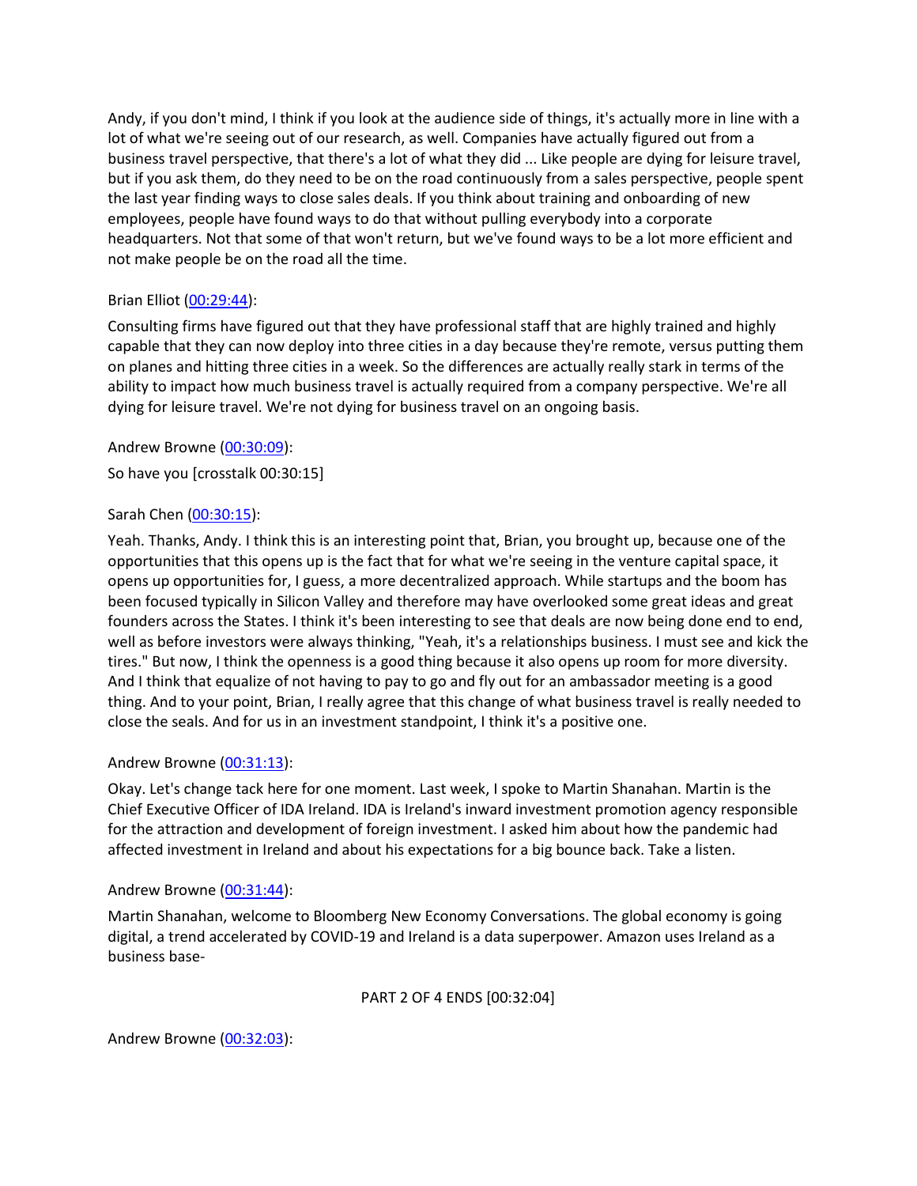Andy, if you don't mind, I think if you look at the audience side of things, it's actually more in line with a lot of what we're seeing out of our research, as well. Companies have actually figured out from a business travel perspective, that there's a lot of what they did ... Like people are dying for leisure travel, but if you ask them, do they need to be on the road continuously from a sales perspective, people spent the last year finding ways to close sales deals. If you think about training and onboarding of new employees, people have found ways to do that without pulling everybody into a corporate headquarters. Not that some of that won't return, but we've found ways to be a lot more efficient and not make people be on the road all the time.

Brian Elliot (00:29:44):

Consulting firms have figured out that they have professional staff that are highly trained and highly capable that they can now deploy into three cities in a day because they're remote, versus putting them on planes and hitting three cities in a week. So the differences are actually really stark in terms of the ability to impact how much business travel is actually required from a company perspective. We're all dying for leisure travel. We're not dying for business travel on an ongoing basis.

Andrew Browne (00:30:09):

So have you [crosstalk 00:30:15]

Sarah Chen (00:30:15):

Yeah. Thanks, Andy. I think this is an interesting point that, Brian, you brought up, because one of the opportunities that this opens up is the fact that for what we're seeing in the venture capital space, it opens up opportunities for, I guess, a more decentralized approach. While startups and the boom has been focused typically in Silicon Valley and therefore may have overlooked some great ideas and great founders across the States. I think it's been interesting to see that deals are now being done end to end, well as before investors were always thinking, "Yeah, it's a relationships business. I must see and kick the tires." But now, I think the openness is a good thing because it also opens up room for more diversity. And I think that equalize of not having to pay to go and fly out for an ambassador meeting is a good thing. And to your point, Brian, I really agree that this change of what business travel is really needed to close the seals. And for us in an investment standpoint, I think it's a positive one.

Andrew Browne (00:31:13):

Okay. Let's change tack here for one moment. Last week, I spoke to Martin Shanahan. Martin is the Chief Executive Officer of IDA Ireland. IDA is Ireland's inward investment promotion agency responsible for the attraction and development of foreign investment. I asked him about how the pandemic had affected investment in Ireland and about his expectations for a big bounce back. Take a listen.

Andrew Browne (00:31:44):

Martin Shanahan, welcome to Bloomberg New Economy Conversations. The global economy is going digital, a trend accelerated by COVID-19 and Ireland is a data superpower. Amazon uses Ireland as a business base-

PART 2 OF 4 ENDS [00:32:04]

Andrew Browne (00:32:03):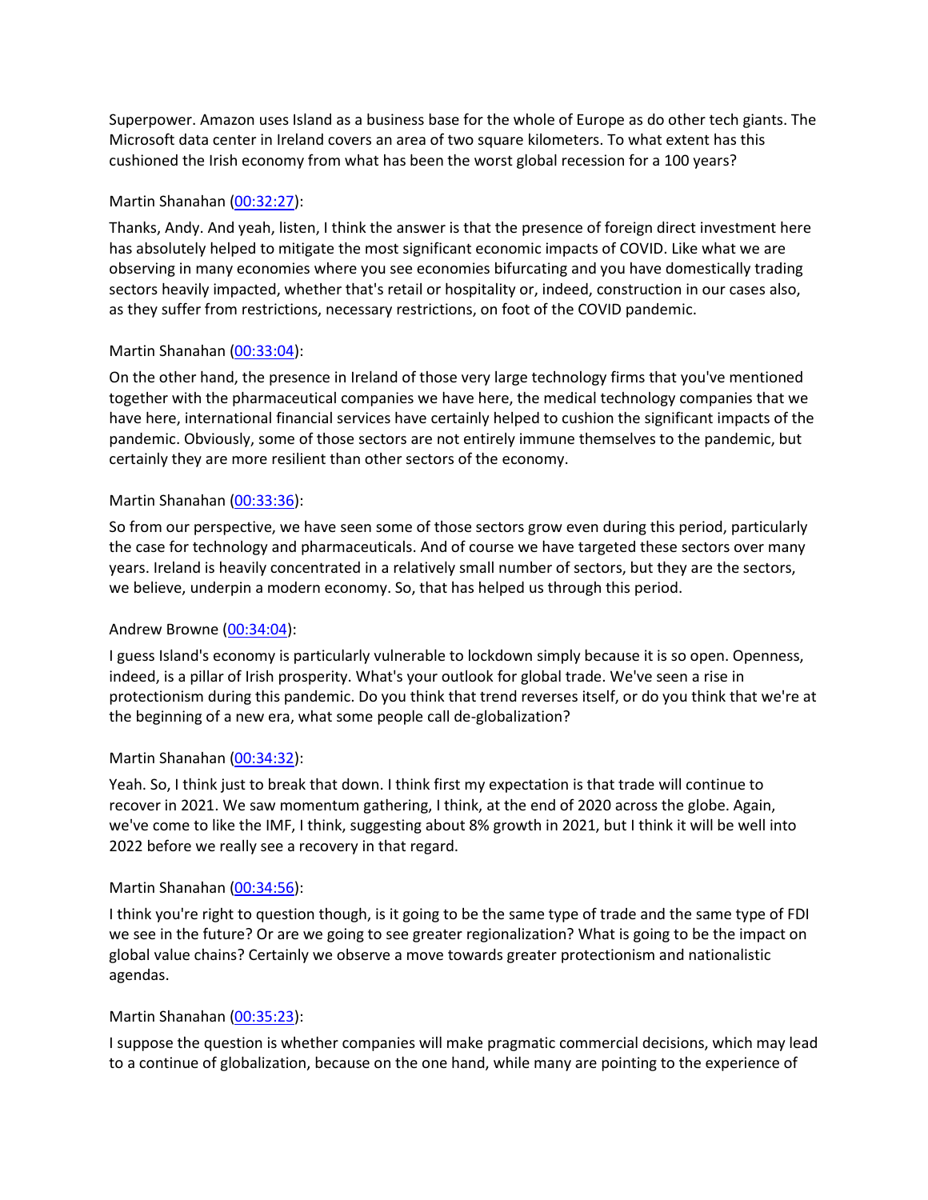Superpower. Amazon uses Island as a business base for the whole of Europe as do other tech giants. The Microsoft data center in Ireland covers an area of two square kilometers. To what extent has this cushioned the Irish economy from what has been the worst global recession for a 100 years?

Martin Shanahan ([00:32:27]()):

Thanks, Andy. And yeah, listen, I think the answer is that the presence of foreign direct investment here has absolutely helped to mitigate the most significant economic impacts of COVID. Like what we are observing in many economies where you see economies bifurcating and you have domestically trading sectors heavily impacted, whether that's retail or hospitality or, indeed, construction in our cases also, as they suffer from restrictions, necessary restrictions, on foot of the COVID pandemic.

Martin Shanahan ([00:33:04]()):

On the other hand, the presence in Ireland of those very large technology firms that you've mentioned together with the pharmaceutical companies we have here, the medical technology companies that we have here, international financial services have certainly helped to cushion the significant impacts of the pandemic. Obviously, some of those sectors are not entirely immune themselves to the pandemic, but certainly they are more resilient than other sectors of the economy.

Martin Shanahan ([00:33:36]()):

So from our perspective, we have seen some of those sectors grow even during this period, particularly the case for technology and pharmaceuticals. And of course we have targeted these sectors over many years. Ireland is heavily concentrated in a relatively small number of sectors, but they are the sectors, we believe, underpin a modern economy. So, that has helped us through this period.

Andrew Browne ([00:34:04]()):

I guess Island's economy is particularly vulnerable to lockdown simply because it is so open. Openness, indeed, is a pillar of Irish prosperity. What's your outlook for global trade. We've seen a rise in protectionism during this pandemic. Do you think that trend reverses itself, or do you think that we're at the beginning of a new era, what some people call de-globalization?

Martin Shanahan ([00:34:32]()):

Yeah. So, I think just to break that down. I think first my expectation is that trade will continue to recover in 2021. We saw momentum gathering, I think, at the end of 2020 across the globe. Again, we've come to like the IMF, I think, suggesting about 8% growth in 2021, but I think it will be well into 2022 before we really see a recovery in that regard.

Martin Shanahan ([00:34:56]()):

I think you're right to question though, is it going to be the same type of trade and the same type of FDI we see in the future? Or are we going to see greater regionalization? What is going to be the impact on global value chains? Certainly we observe a move towards greater protectionism and nationalistic agendas.

Martin Shanahan ([00:35:23]()):

I suppose the question is whether companies will make pragmatic commercial decisions, which may lead to a continue of globalization, because on the one hand, while many are pointing to the experience of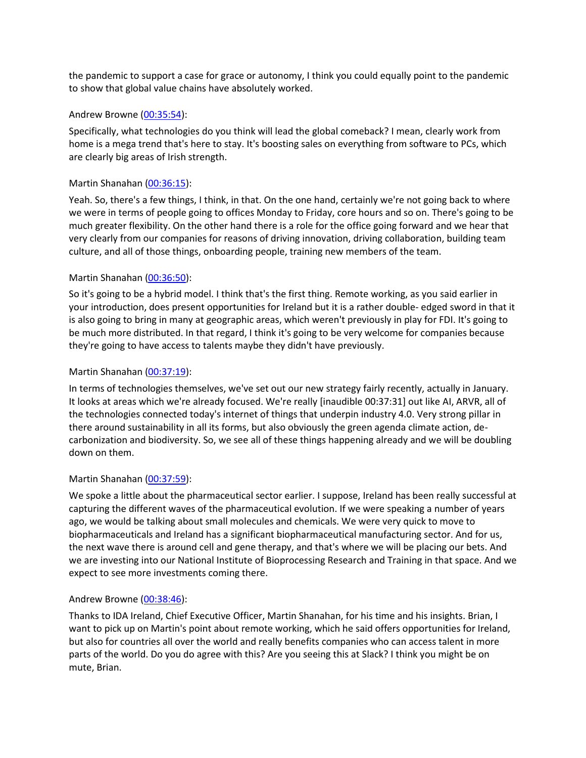the pandemic to support a case for grace or autonomy, I think you could equally point to the pandemic to show that global value chains have absolutely worked.

Andrew Browne ([00:35:54](#)):

Specifically, what technologies do you think will lead the global comeback? I mean, clearly work from home is a mega trend that's here to stay. It's boosting sales on everything from software to PCs, which are clearly big areas of Irish strength.

Martin Shanahan ([00:36:15](#)):

Yeah. So, there's a few things, I think, in that. On the one hand, certainly we're not going back to where we were in terms of people going to offices Monday to Friday, core hours and so on. There's going to be much greater flexibility. On the other hand there is a role for the office going forward and we hear that very clearly from our companies for reasons of driving innovation, driving collaboration, building team culture, and all of those things, onboarding people, training new members of the team.

Martin Shanahan ([00:36:50](#)):

So it's going to be a hybrid model. I think that's the first thing. Remote working, as you said earlier in your introduction, does present opportunities for Ireland but it is a rather double- edged sword in that it is also going to bring in many at geographic areas, which weren't previously in play for FDI. It's going to be much more distributed. In that regard, I think it's going to be very welcome for companies because they're going to have access to talents maybe they didn't have previously.

Martin Shanahan ([00:37:19](#)):

In terms of technologies themselves, we've set out our new strategy fairly recently, actually in January. It looks at areas which we're already focused. We're really [inaudible 00:37:31] out like AI, ARVR, all of the technologies connected today's internet of things that underpin industry 4.0. Very strong pillar in there around sustainability in all its forms, but also obviously the green agenda climate action, de-carbonization and biodiversity. So, we see all of these things happening already and we will be doubling down on them.

Martin Shanahan ([00:37:59](#)):

We spoke a little about the pharmaceutical sector earlier. I suppose, Ireland has been really successful at capturing the different waves of the pharmaceutical evolution. If we were speaking a number of years ago, we would be talking about small molecules and chemicals. We were very quick to move to biopharmaceuticals and Ireland has a significant biopharmaceutical manufacturing sector. And for us, the next wave there is around cell and gene therapy, and that's where we will be placing our bets. And we are investing into our National Institute of Bioprocessing Research and Training in that space. And we expect to see more investments coming there.

Andrew Browne ([00:38:46](#)):

Thanks to IDA Ireland, Chief Executive Officer, Martin Shanahan, for his time and his insights. Brian, I want to pick up on Martin's point about remote working, which he said offers opportunities for Ireland, but also for countries all over the world and really benefits companies who can access talent in more parts of the world. Do you do agree with this? Are you seeing this at Slack? I think you might be on mute, Brian.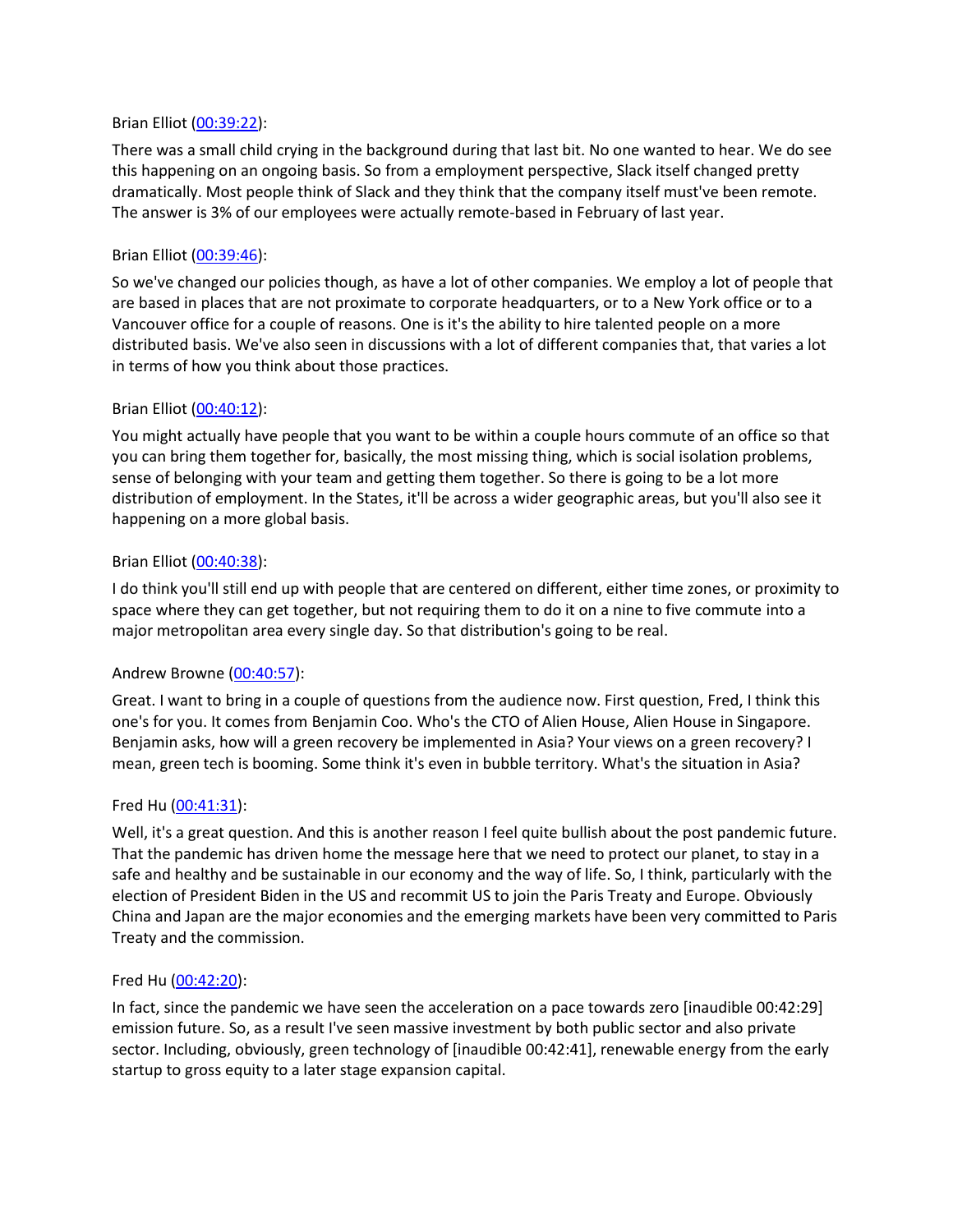Brian Elliot ([00:39:22](#)):

There was a small child crying in the background during that last bit. No one wanted to hear. We do see this happening on an ongoing basis. So from a employment perspective, Slack itself changed pretty dramatically. Most people think of Slack and they think that the company itself must've been remote. The answer is 3% of our employees were actually remote-based in February of last year.

Brian Elliot ([00:39:46](#)):

So we've changed our policies though, as have a lot of other companies. We employ a lot of people that are based in places that are not proximate to corporate headquarters, or to a New York office or to a Vancouver office for a couple of reasons. One is it's the ability to hire talented people on a more distributed basis. We've also seen in discussions with a lot of different companies that, that varies a lot in terms of how you think about those practices.

Brian Elliot ([00:40:12](#)):

You might actually have people that you want to be within a couple hours commute of an office so that you can bring them together for, basically, the most missing thing, which is social isolation problems, sense of belonging with your team and getting them together. So there is going to be a lot more distribution of employment. In the States, it'll be across a wider geographic areas, but you'll also see it happening on a more global basis.

Brian Elliot ([00:40:38](#)):

I do think you'll still end up with people that are centered on different, either time zones, or proximity to space where they can get together, but not requiring them to do it on a nine to five commute into a major metropolitan area every single day. So that distribution's going to be real.

Andrew Browne ([00:40:57](#)):

Great. I want to bring in a couple of questions from the audience now. First question, Fred, I think this one's for you. It comes from Benjamin Coo. Who's the CTO of Alien House, Alien House in Singapore. Benjamin asks, how will a green recovery be implemented in Asia? Your views on a green recovery? I mean, green tech is booming. Some think it's even in bubble territory. What's the situation in Asia?

Fred Hu ([00:41:31](#)):

Well, it's a great question. And this is another reason I feel quite bullish about the post pandemic future. That the pandemic has driven home the message here that we need to protect our planet, to stay in a safe and healthy and be sustainable in our economy and the way of life. So, I think, particularly with the election of President Biden in the US and recommit US to join the Paris Treaty and Europe. Obviously China and Japan are the major economies and the emerging markets have been very committed to Paris Treaty and the commission.

Fred Hu ([00:42:20](#)):

In fact, since the pandemic we have seen the acceleration on a pace towards zero [inaudible 00:42:29] emission future. So, as a result I've seen massive investment by both public sector and also private sector. Including, obviously, green technology of [inaudible 00:42:41], renewable energy from the early startup to gross equity to a later stage expansion capital.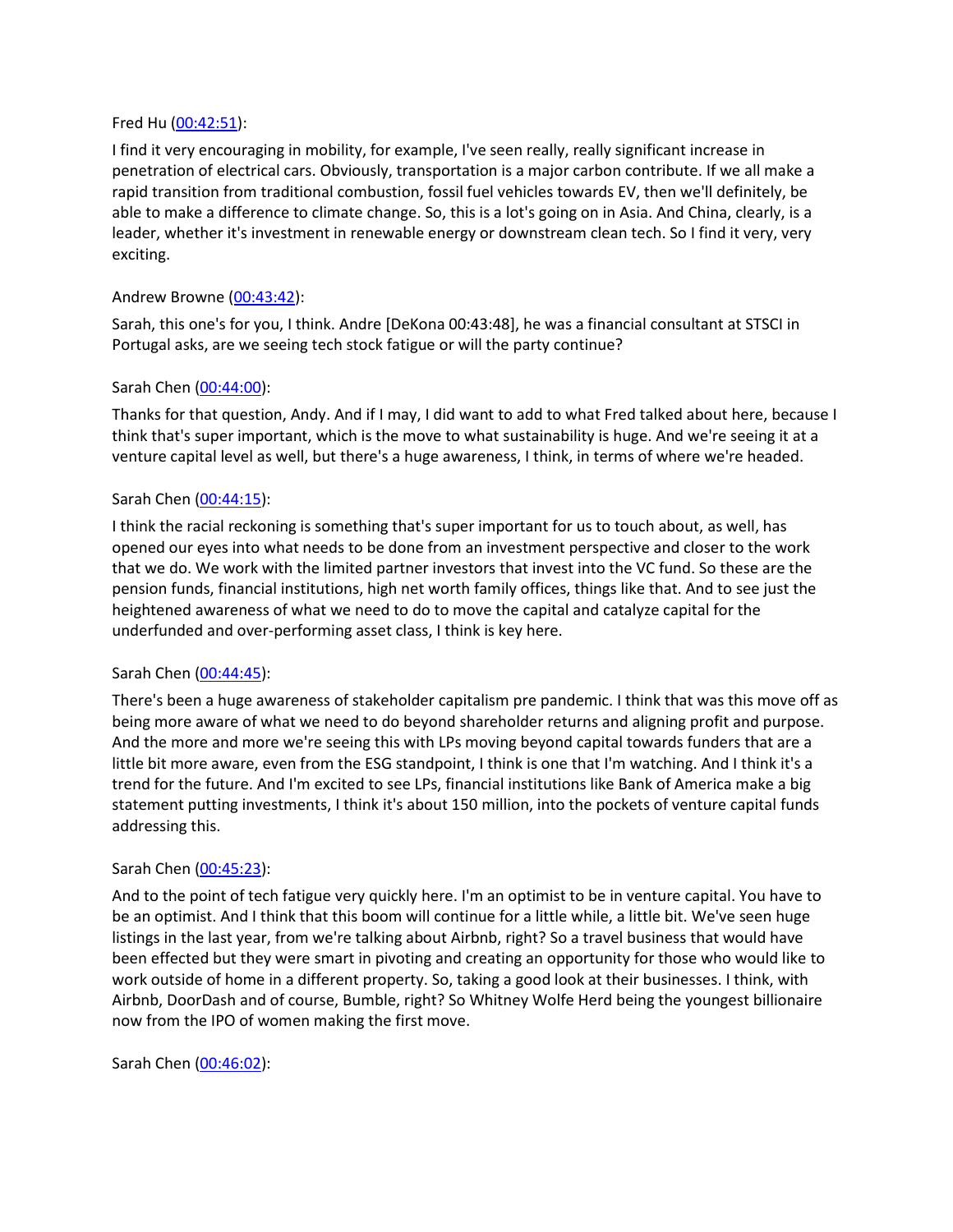Fred Hu (00:42:51):

I find it very encouraging in mobility, for example, I've seen really, really significant increase in penetration of electrical cars. Obviously, transportation is a major carbon contribute. If we all make a rapid transition from traditional combustion, fossil fuel vehicles towards EV, then we'll definitely, be able to make a difference to climate change. So, this is a lot's going on in Asia. And China, clearly, is a leader, whether it's investment in renewable energy or downstream clean tech. So I find it very, very exciting.

Andrew Browne (00:43:42):

Sarah, this one's for you, I think. Andre [DeKona 00:43:48], he was a financial consultant at STSCI in Portugal asks, are we seeing tech stock fatigue or will the party continue?

Sarah Chen (00:44:00):

Thanks for that question, Andy. And if I may, I did want to add to what Fred talked about here, because I think that's super important, which is the move to what sustainability is huge. And we're seeing it at a venture capital level as well, but there's a huge awareness, I think, in terms of where we're headed.

Sarah Chen (00:44:15):

I think the racial reckoning is something that's super important for us to touch about, as well, has opened our eyes into what needs to be done from an investment perspective and closer to the work that we do. We work with the limited partner investors that invest into the VC fund. So these are the pension funds, financial institutions, high net worth family offices, things like that. And to see just the heightened awareness of what we need to do to move the capital and catalyze capital for the underfunded and over-performing asset class, I think is key here.

Sarah Chen (00:44:45):

There's been a huge awareness of stakeholder capitalism pre pandemic. I think that was this move off as being more aware of what we need to do beyond shareholder returns and aligning profit and purpose. And the more and more we're seeing this with LPs moving beyond capital towards funders that are a little bit more aware, even from the ESG standpoint, I think is one that I'm watching. And I think it's a trend for the future. And I'm excited to see LPs, financial institutions like Bank of America make a big statement putting investments, I think it's about 150 million, into the pockets of venture capital funds addressing this.

Sarah Chen (00:45:23):

And to the point of tech fatigue very quickly here. I'm an optimist to be in venture capital. You have to be an optimist. And I think that this boom will continue for a little while, a little bit. We've seen huge listings in the last year, from we're talking about Airbnb, right? So a travel business that would have been effected but they were smart in pivoting and creating an opportunity for those who would like to work outside of home in a different property. So, taking a good look at their businesses. I think, with Airbnb, DoorDash and of course, Bumble, right? So Whitney Wolfe Herd being the youngest billionaire now from the IPO of women making the first move.

Sarah Chen (00:46:02):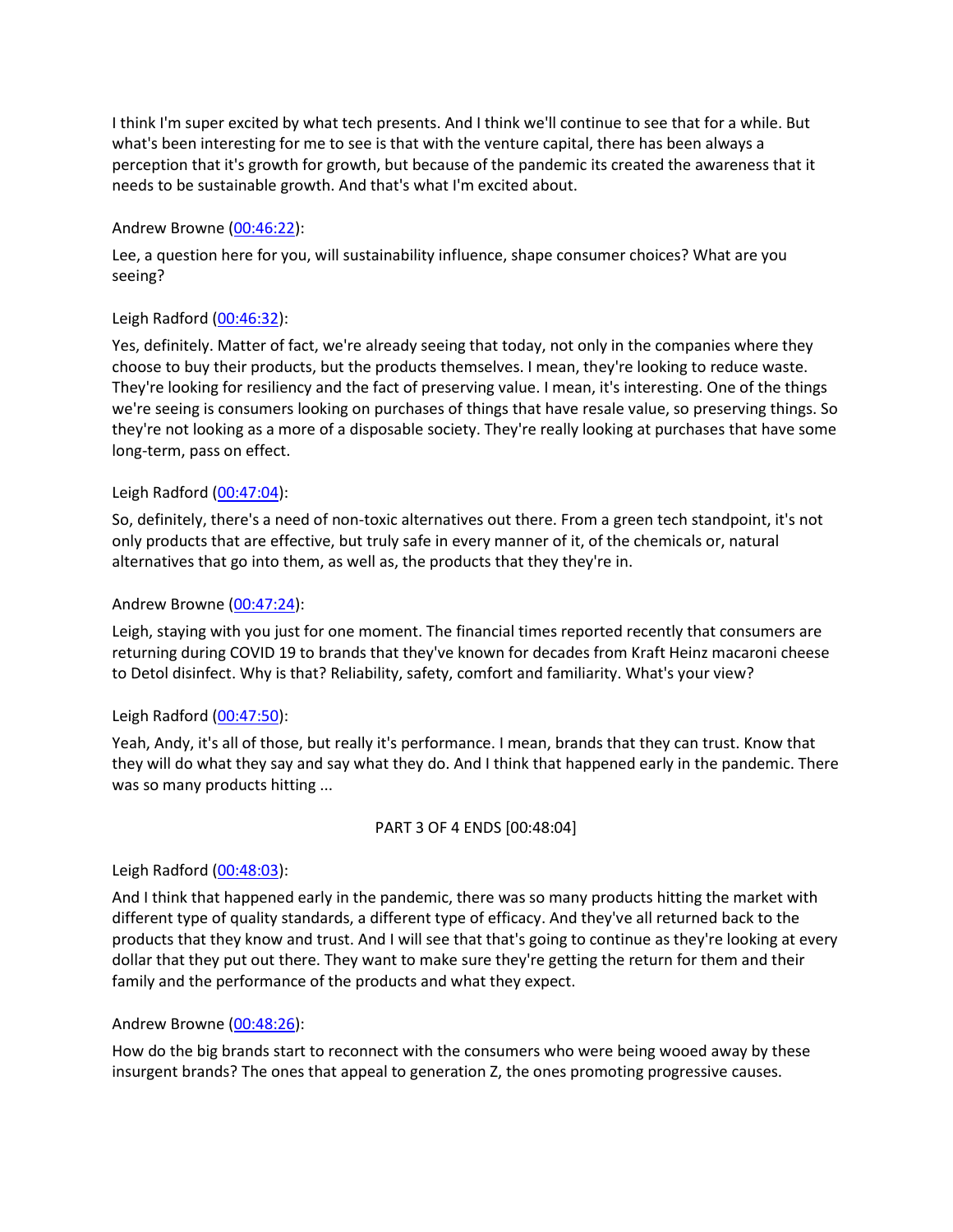I think I'm super excited by what tech presents. And I think we'll continue to see that for a while. But what's been interesting for me to see is that with the venture capital, there has been always a perception that it's growth for growth, but because of the pandemic its created the awareness that it needs to be sustainable growth. And that's what I'm excited about.

Andrew Browne (00:46:22):

Lee, a question here for you, will sustainability influence, shape consumer choices? What are you seeing?

Leigh Radford (00:46:32):

Yes, definitely. Matter of fact, we're already seeing that today, not only in the companies where they choose to buy their products, but the products themselves. I mean, they're looking to reduce waste. They're looking for resiliency and the fact of preserving value. I mean, it's interesting. One of the things we're seeing is consumers looking on purchases of things that have resale value, so preserving things. So they're not looking as a more of a disposable society. They're really looking at purchases that have some long-term, pass on effect.

Leigh Radford (00:47:04):

So, definitely, there's a need of non-toxic alternatives out there. From a green tech standpoint, it's not only products that are effective, but truly safe in every manner of it, of the chemicals or, natural alternatives that go into them, as well as, the products that they they're in.

Andrew Browne (00:47:24):

Leigh, staying with you just for one moment. The financial times reported recently that consumers are returning during COVID 19 to brands that they've known for decades from Kraft Heinz macaroni cheese to Detol disinfect. Why is that? Reliability, safety, comfort and familiarity. What's your view?

Leigh Radford (00:47:50):

Yeah, Andy, it's all of those, but really it's performance. I mean, brands that they can trust. Know that they will do what they say and say what they do. And I think that happened early in the pandemic. There was so many products hitting ...

PART 3 OF 4 ENDS [00:48:04]

Leigh Radford (00:48:03):

And I think that happened early in the pandemic, there was so many products hitting the market with different type of quality standards, a different type of efficacy. And they've all returned back to the products that they know and trust. And I will see that that's going to continue as they're looking at every dollar that they put out there. They want to make sure they're getting the return for them and their family and the performance of the products and what they expect.

Andrew Browne (00:48:26):

How do the big brands start to reconnect with the consumers who were being wooed away by these insurgent brands? The ones that appeal to generation Z, the ones promoting progressive causes.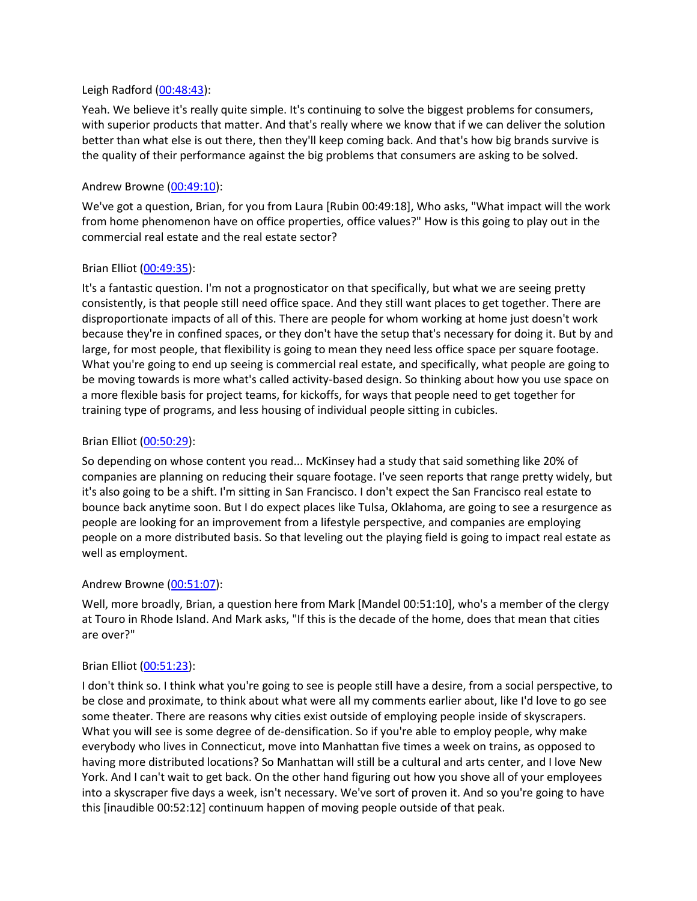Leigh Radford ([00:48:43](#)):

Yeah. We believe it's really quite simple. It's continuing to solve the biggest problems for consumers, with superior products that matter. And that's really where we know that if we can deliver the solution better than what else is out there, then they'll keep coming back. And that's how big brands survive is the quality of their performance against the big problems that consumers are asking to be solved.

Andrew Browne ([00:49:10](#)):

We've got a question, Brian, for you from Laura [Rubin 00:49:18], Who asks, "What impact will the work from home phenomenon have on office properties, office values?" How is this going to play out in the commercial real estate and the real estate sector?

Brian Elliot ([00:49:35](#)):

It's a fantastic question. I'm not a prognosticator on that specifically, but what we are seeing pretty consistently, is that people still need office space. And they still want places to get together. There are disproportionate impacts of all of this. There are people for whom working at home just doesn't work because they're in confined spaces, or they don't have the setup that's necessary for doing it. But by and large, for most people, that flexibility is going to mean they need less office space per square footage. What you're going to end up seeing is commercial real estate, and specifically, what people are going to be moving towards is more what's called activity-based design. So thinking about how you use space on a more flexible basis for project teams, for kickoffs, for ways that people need to get together for training type of programs, and less housing of individual people sitting in cubicles.

Brian Elliot ([00:50:29](#)):

So depending on whose content you read... McKinsey had a study that said something like 20% of companies are planning on reducing their square footage. I've seen reports that range pretty widely, but it's also going to be a shift. I'm sitting in San Francisco. I don't expect the San Francisco real estate to bounce back anytime soon. But I do expect places like Tulsa, Oklahoma, are going to see a resurgence as people are looking for an improvement from a lifestyle perspective, and companies are employing people on a more distributed basis. So that leveling out the playing field is going to impact real estate as well as employment.

Andrew Browne ([00:51:07](#)):

Well, more broadly, Brian, a question here from Mark [Mandel 00:51:10], who's a member of the clergy at Touro in Rhode Island. And Mark asks, "If this is the decade of the home, does that mean that cities are over?"

Brian Elliot ([00:51:23](#)):

I don't think so. I think what you're going to see is people still have a desire, from a social perspective, to be close and proximate, to think about what were all my comments earlier about, like I'd love to go see some theater. There are reasons why cities exist outside of employing people inside of skyscrapers. What you will see is some degree of de-densification. So if you're able to employ people, why make everybody who lives in Connecticut, move into Manhattan five times a week on trains, as opposed to having more distributed locations? So Manhattan will still be a cultural and arts center, and I love New York. And I can't wait to get back. On the other hand figuring out how you shove all of your employees into a skyscraper five days a week, isn't necessary. We've sort of proven it. And so you're going to have this [inaudible 00:52:12] continuum happen of moving people outside of that peak.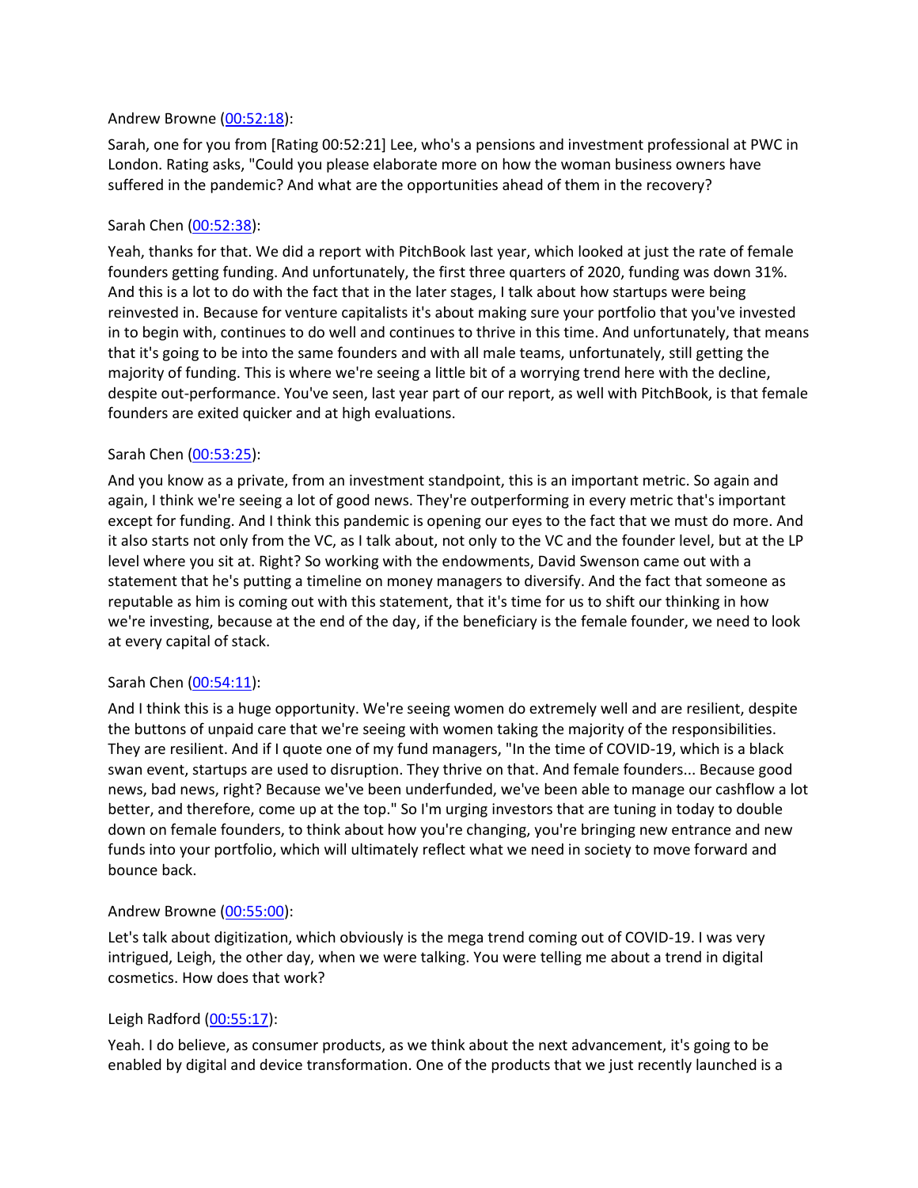Andrew Browne ([00:52:18](#)):

Sarah, one for you from [Rating 00:52:21] Lee, who's a pensions and investment professional at PWC in London. Rating asks, "Could you please elaborate more on how the woman business owners have suffered in the pandemic? And what are the opportunities ahead of them in the recovery?

Sarah Chen ([00:52:38](#)):

Yeah, thanks for that. We did a report with PitchBook last year, which looked at just the rate of female founders getting funding. And unfortunately, the first three quarters of 2020, funding was down 31%. And this is a lot to do with the fact that in the later stages, I talk about how startups were being reinvested in. Because for venture capitalists it's about making sure your portfolio that you've invested in to begin with, continues to do well and continues to thrive in this time. And unfortunately, that means that it's going to be into the same founders and with all male teams, unfortunately, still getting the majority of funding. This is where we're seeing a little bit of a worrying trend here with the decline, despite out-performance. You've seen, last year part of our report, as well with PitchBook, is that female founders are exited quicker and at high evaluations.

Sarah Chen ([00:53:25](#)):

And you know as a private, from an investment standpoint, this is an important metric. So again and again, I think we're seeing a lot of good news. They're outperforming in every metric that's important except for funding. And I think this pandemic is opening our eyes to the fact that we must do more. And it also starts not only from the VC, as I talk about, not only to the VC and the founder level, but at the LP level where you sit at. Right? So working with the endowments, David Swenson came out with a statement that he's putting a timeline on money managers to diversify. And the fact that someone as reputable as him is coming out with this statement, that it's time for us to shift our thinking in how we're investing, because at the end of the day, if the beneficiary is the female founder, we need to look at every capital of stack.

Sarah Chen ([00:54:11](#)):

And I think this is a huge opportunity. We're seeing women do extremely well and are resilient, despite the buttons of unpaid care that we're seeing with women taking the majority of the responsibilities. They are resilient. And if I quote one of my fund managers, "In the time of COVID-19, which is a black swan event, startups are used to disruption. They thrive on that. And female founders... Because good news, bad news, right? Because we've been underfunded, we've been able to manage our cashflow a lot better, and therefore, come up at the top." So I'm urging investors that are tuning in today to double down on female founders, to think about how you're changing, you're bringing new entrance and new funds into your portfolio, which will ultimately reflect what we need in society to move forward and bounce back.

Andrew Browne ([00:55:00](#)):

Let's talk about digitization, which obviously is the mega trend coming out of COVID-19. I was very intrigued, Leigh, the other day, when we were talking. You were telling me about a trend in digital cosmetics. How does that work?

Leigh Radford ([00:55:17](#)):

Yeah. I do believe, as consumer products, as we think about the next advancement, it's going to be enabled by digital and device transformation. One of the products that we just recently launched is a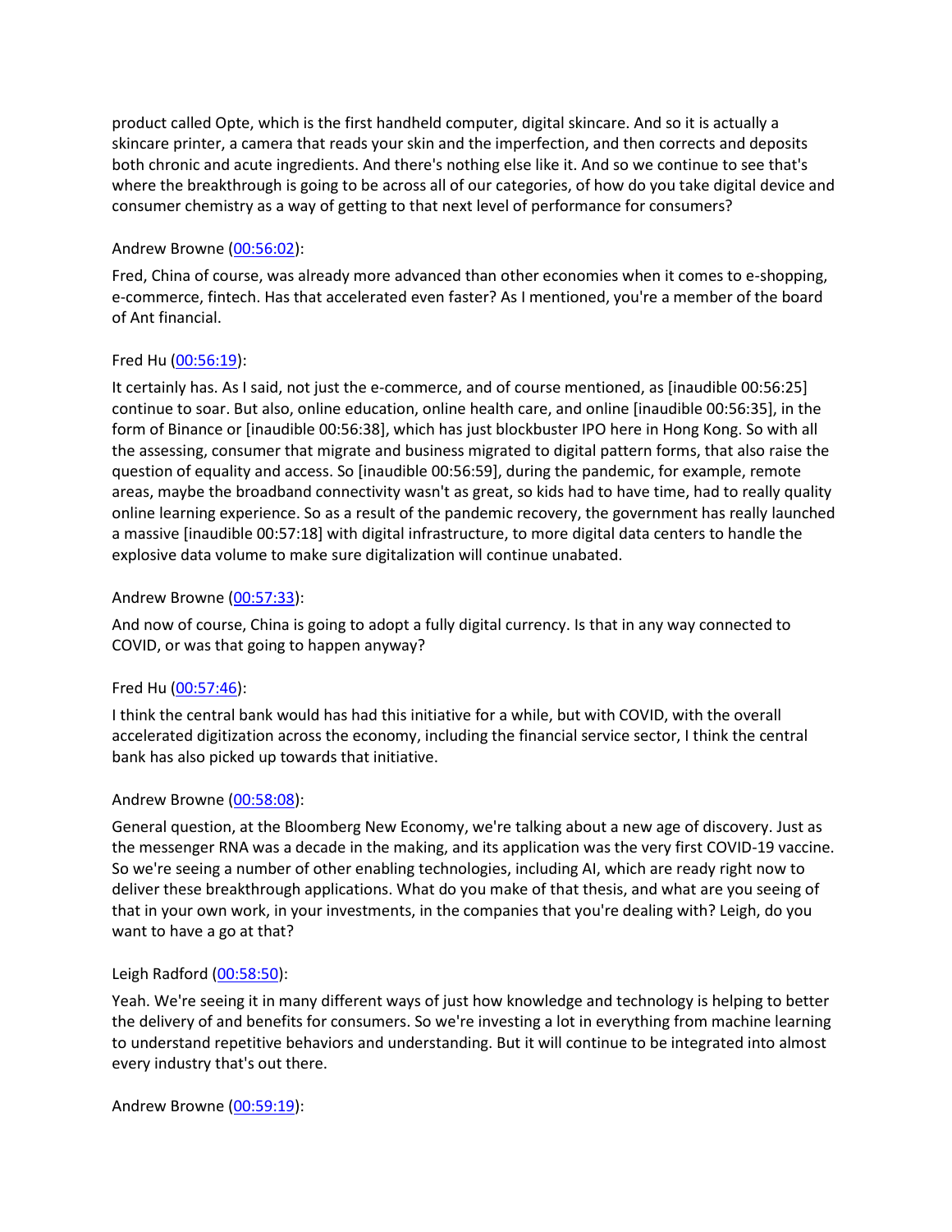product called Opte, which is the first handheld computer, digital skincare. And so it is actually a skincare printer, a camera that reads your skin and the imperfection, and then corrects and deposits both chronic and acute ingredients. And there's nothing else like it. And so we continue to see that's where the breakthrough is going to be across all of our categories, of how do you take digital device and consumer chemistry as a way of getting to that next level of performance for consumers?

Andrew Browne ([00:56:02](#)):

Fred, China of course, was already more advanced than other economies when it comes to e-shopping, e-commerce, fintech. Has that accelerated even faster? As I mentioned, you're a member of the board of Ant financial.

Fred Hu ([00:56:19](#)):

It certainly has. As I said, not just the e-commerce, and of course mentioned, as [inaudible 00:56:25] continue to soar. But also, online education, online health care, and online [inaudible 00:56:35], in the form of Binance or [inaudible 00:56:38], which has just blockbuster IPO here in Hong Kong. So with all the assessing, consumer that migrate and business migrated to digital pattern forms, that also raise the question of equality and access. So [inaudible 00:56:59], during the pandemic, for example, remote areas, maybe the broadband connectivity wasn't as great, so kids had to have time, had to really quality online learning experience. So as a result of the pandemic recovery, the government has really launched a massive [inaudible 00:57:18] with digital infrastructure, to more digital data centers to handle the explosive data volume to make sure digitalization will continue unabated.

Andrew Browne ([00:57:33](#)):

And now of course, China is going to adopt a fully digital currency. Is that in any way connected to COVID, or was that going to happen anyway?

Fred Hu ([00:57:46](#)):

I think the central bank would has had this initiative for a while, but with COVID, with the overall accelerated digitization across the economy, including the financial service sector, I think the central bank has also picked up towards that initiative.

Andrew Browne ([00:58:08](#)):

General question, at the Bloomberg New Economy, we're talking about a new age of discovery. Just as the messenger RNA was a decade in the making, and its application was the very first COVID-19 vaccine. So we're seeing a number of other enabling technologies, including AI, which are ready right now to deliver these breakthrough applications. What do you make of that thesis, and what are you seeing of that in your own work, in your investments, in the companies that you're dealing with? Leigh, do you want to have a go at that?

Leigh Radford ([00:58:50](#)):

Yeah. We're seeing it in many different ways of just how knowledge and technology is helping to better the delivery of and benefits for consumers. So we're investing a lot in everything from machine learning to understand repetitive behaviors and understanding. But it will continue to be integrated into almost every industry that's out there.

Andrew Browne ([00:59:19](#)):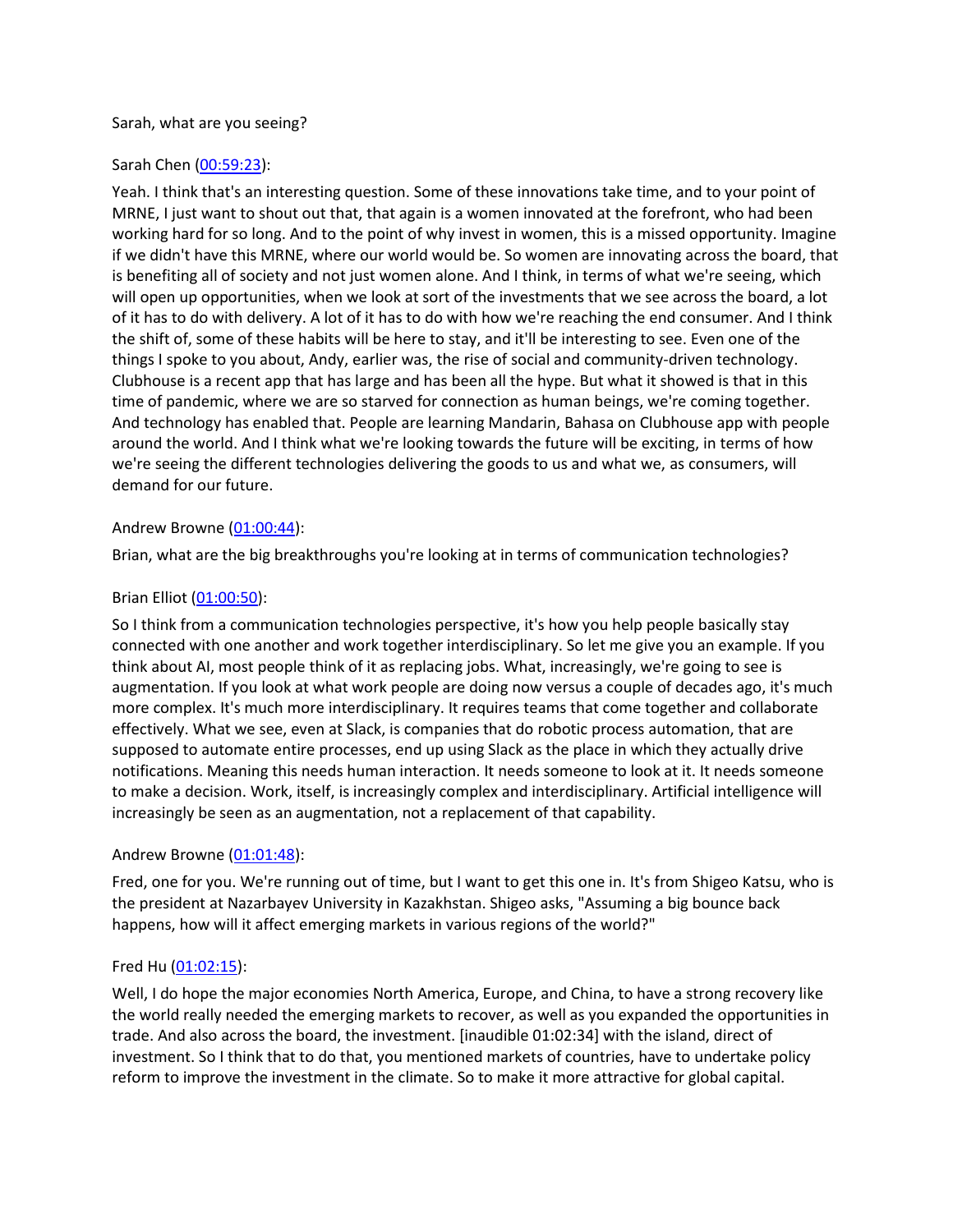Sarah, what are you seeing?

Sarah Chen ([00:59:23](#)):

Yeah. I think that's an interesting question. Some of these innovations take time, and to your point of MRNE, I just want to shout out that, that again is a women innovated at the forefront, who had been working hard for so long. And to the point of why invest in women, this is a missed opportunity. Imagine if we didn't have this MRNE, where our world would be. So women are innovating across the board, that is benefiting all of society and not just women alone. And I think, in terms of what we're seeing, which will open up opportunities, when we look at sort of the investments that we see across the board, a lot of it has to do with delivery. A lot of it has to do with how we're reaching the end consumer. And I think the shift of, some of these habits will be here to stay, and it'll be interesting to see. Even one of the things I spoke to you about, Andy, earlier was, the rise of social and community-driven technology. Clubhouse is a recent app that has large and has been all the hype. But what it showed is that in this time of pandemic, where we are so starved for connection as human beings, we're coming together. And technology has enabled that. People are learning Mandarin, Bahasa on Clubhouse app with people around the world. And I think what we're looking towards the future will be exciting, in terms of how we're seeing the different technologies delivering the goods to us and what we, as consumers, will demand for our future.

Andrew Browne ([01:00:44](#)):

Brian, what are the big breakthroughs you're looking at in terms of communication technologies?

Brian Elliot ([01:00:50](#)):

So I think from a communication technologies perspective, it's how you help people basically stay connected with one another and work together interdisciplinary. So let me give you an example. If you think about AI, most people think of it as replacing jobs. What, increasingly, we're going to see is augmentation. If you look at what work people are doing now versus a couple of decades ago, it's much more complex. It's much more interdisciplinary. It requires teams that come together and collaborate effectively. What we see, even at Slack, is companies that do robotic process automation, that are supposed to automate entire processes, end up using Slack as the place in which they actually drive notifications. Meaning this needs human interaction. It needs someone to look at it. It needs someone to make a decision. Work, itself, is increasingly complex and interdisciplinary. Artificial intelligence will increasingly be seen as an augmentation, not a replacement of that capability.

Andrew Browne ([01:01:48](#)):

Fred, one for you. We're running out of time, but I want to get this one in. It's from Shigeo Katsu, who is the president at Nazarbayev University in Kazakhstan. Shigeo asks, "Assuming a big bounce back happens, how will it affect emerging markets in various regions of the world?"

Fred Hu ([01:02:15](#)):

Well, I do hope the major economies North America, Europe, and China, to have a strong recovery like the world really needed the emerging markets to recover, as well as you expanded the opportunities in trade. And also across the board, the investment. [inaudible 01:02:34] with the island, direct of investment. So I think that to do that, you mentioned markets of countries, have to undertake policy reform to improve the investment in the climate. So to make it more attractive for global capital.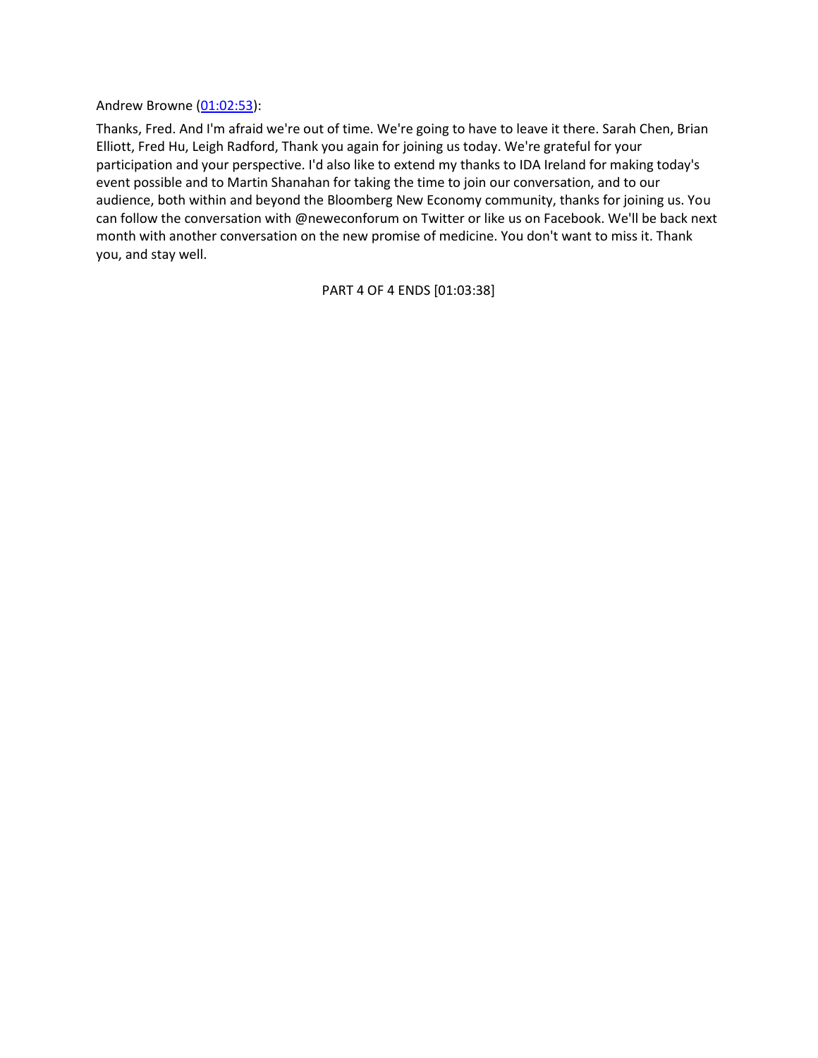Andrew Browne ([01:02:53]):

Thanks, Fred. And I'm afraid we're out of time. We're going to have to leave it there. Sarah Chen, Brian Elliott, Fred Hu, Leigh Radford, Thank you again for joining us today. We're grateful for your participation and your perspective. I'd also like to extend my thanks to IDA Ireland for making today's event possible and to Martin Shanahan for taking the time to join our conversation, and to our audience, both within and beyond the Bloomberg New Economy community, thanks for joining us. You can follow the conversation with @neweconforum on Twitter or like us on Facebook. We'll be back next month with another conversation on the new promise of medicine. You don't want to miss it. Thank you, and stay well.

PART 4 OF 4 ENDS [01:03:38]